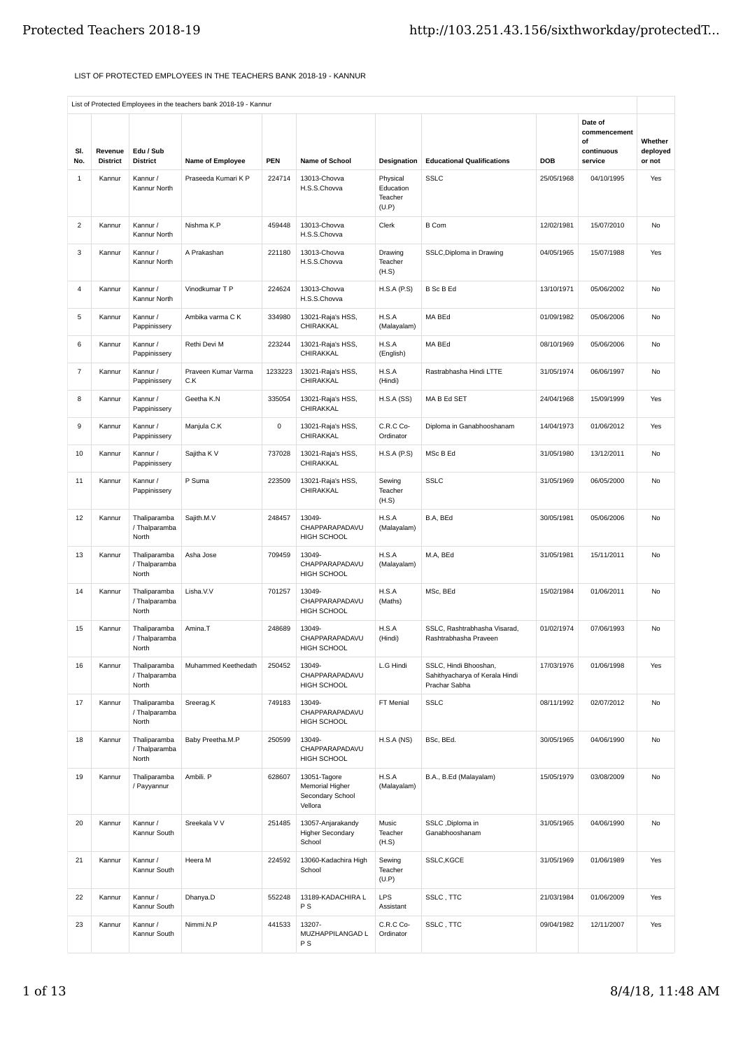LIST OF PROTECTED EMPLOYEES IN THE TEACHERS BANK 2018-19 - KANNUR

List of Protected Employees in the teachers bank 2018-19 - Kannur

| Sl. No. | Revenue District | Edu / Sub District | Name of Employee | PEN | Name of School | Designation | Educational Qualifications | DOB | Date of commencement of continuous service | Whether deployed or not |
|---|---|---|---|---|---|---|---|---|---|---|
| 1 | Kannur | Kannur / Kannur North | Praseeda Kumari K P | 224714 | 13013-Chovva H.S.S.Chovva | Physical Education Teacher (U.P) | SSLC | 25/05/1968 | 04/10/1995 | Yes |
| 2 | Kannur | Kannur / Kannur North | Nishma K.P | 459448 | 13013-Chovva H.S.S.Chovva | Clerk | B Com | 12/02/1981 | 15/07/2010 | No |
| 3 | Kannur | Kannur / Kannur North | A Prakashan | 221180 | 13013-Chovva H.S.S.Chovva | Drawing Teacher (H.S) | SSLC,Diploma in Drawing | 04/05/1965 | 15/07/1988 | Yes |
| 4 | Kannur | Kannur / Kannur North | Vinodkumar T P | 224624 | 13013-Chovva H.S.S.Chovva | H.S.A (P.S) | B Sc B Ed | 13/10/1971 | 05/06/2002 | No |
| 5 | Kannur | Kannur / Pappinissery | Ambika varma C K | 334980 | 13021-Raja's HSS, CHIRAKKAL | H.S.A (Malayalam) | MA BEd | 01/09/1982 | 05/06/2006 | No |
| 6 | Kannur | Kannur / Pappinissery | Rethi Devi M | 223244 | 13021-Raja's HSS, CHIRAKKAL | H.S.A (English) | MA BEd | 08/10/1969 | 05/06/2006 | No |
| 7 | Kannur | Kannur / Pappinissery | Praveen Kumar Varma C.K | 1233223 | 13021-Raja's HSS, CHIRAKKAL | H.S.A (Hindi) | Rastrabhasha Hindi LTTE | 31/05/1974 | 06/06/1997 | No |
| 8 | Kannur | Kannur / Pappinissery | Geetha K.N | 335054 | 13021-Raja's HSS, CHIRAKKAL | H.S.A (SS) | MA B Ed SET | 24/04/1968 | 15/09/1999 | Yes |
| 9 | Kannur | Kannur / Pappinissery | Manjula C.K | 0 | 13021-Raja's HSS, CHIRAKKAL | C.R.C Co-Ordinator | Diploma in Ganabhooshanam | 14/04/1973 | 01/06/2012 | Yes |
| 10 | Kannur | Kannur / Pappinissery | Sajitha K V | 737028 | 13021-Raja's HSS, CHIRAKKAL | H.S.A (P.S) | MSc B Ed | 31/05/1980 | 13/12/2011 | No |
| 11 | Kannur | Kannur / Pappinissery | P Suma | 223509 | 13021-Raja's HSS, CHIRAKKAL | Sewing Teacher (H.S) | SSLC | 31/05/1969 | 06/05/2000 | No |
| 12 | Kannur | Thaliparamba / Thalparamba North | Sajith.M.V | 248457 | 13049-CHAPPARAPADAVU HIGH SCHOOL | H.S.A (Malayalam) | B.A, BEd | 30/05/1981 | 05/06/2006 | No |
| 13 | Kannur | Thaliparamba / Thalparamba North | Asha Jose | 709459 | 13049-CHAPPARAPADAVU HIGH SCHOOL | H.S.A (Malayalam) | M.A, BEd | 31/05/1981 | 15/11/2011 | No |
| 14 | Kannur | Thaliparamba / Thalparamba North | Lisha.V.V | 701257 | 13049-CHAPPARAPADAVU HIGH SCHOOL | H.S.A (Maths) | MSc, BEd | 15/02/1984 | 01/06/2011 | No |
| 15 | Kannur | Thaliparamba / Thalparamba North | Amina.T | 248689 | 13049-CHAPPARAPADAVU HIGH SCHOOL | H.S.A (Hindi) | SSLC, Rashtrabhasha Visarad, Rashtrabhasha Praveen | 01/02/1974 | 07/06/1993 | No |
| 16 | Kannur | Thaliparamba / Thalparamba North | Muhammed Keethedath | 250452 | 13049-CHAPPARAPADAVU HIGH SCHOOL | L.G Hindi | SSLC, Hindi Bhooshan, Sahithyacharya of Kerala Hindi Prachar Sabha | 17/03/1976 | 01/06/1998 | Yes |
| 17 | Kannur | Thaliparamba / Thalparamba North | Sreerag.K | 749183 | 13049-CHAPPARAPADAVU HIGH SCHOOL | FT Menial | SSLC | 08/11/1992 | 02/07/2012 | No |
| 18 | Kannur | Thaliparamba / Thalparamba North | Baby Preetha.M.P | 250599 | 13049-CHAPPARAPADAVU HIGH SCHOOL | H.S.A (NS) | BSc, BEd. | 30/05/1965 | 04/06/1990 | No |
| 19 | Kannur | Thaliparamba / Payyannur | Ambili. P | 628607 | 13051-Tagore Memorial Higher Secondary School Vellora | H.S.A (Malayalam) | B.A., B.Ed (Malayalam) | 15/05/1979 | 03/08/2009 | No |
| 20 | Kannur | Kannur / Kannur South | Sreekala V V | 251485 | 13057-Anjarakandy Higher Secondary School | Music Teacher (H.S) | SSLC ,Diploma in Ganabhooshanam | 31/05/1965 | 04/06/1990 | No |
| 21 | Kannur | Kannur / Kannur South | Heera M | 224592 | 13060-Kadachira High School | Sewing Teacher (U.P) | SSLC,KGCE | 31/05/1969 | 01/06/1989 | Yes |
| 22 | Kannur | Kannur / Kannur South | Dhanya.D | 552248 | 13189-KADACHIRA L P S | LPS Assistant | SSLC , TTC | 21/03/1984 | 01/06/2009 | Yes |
| 23 | Kannur | Kannur / Kannur South | Nimmi.N.P | 441533 | 13207-MUZHAPPILANGAD L P S | C.R.C Co-Ordinator | SSLC , TTC | 09/04/1982 | 12/11/2007 | Yes |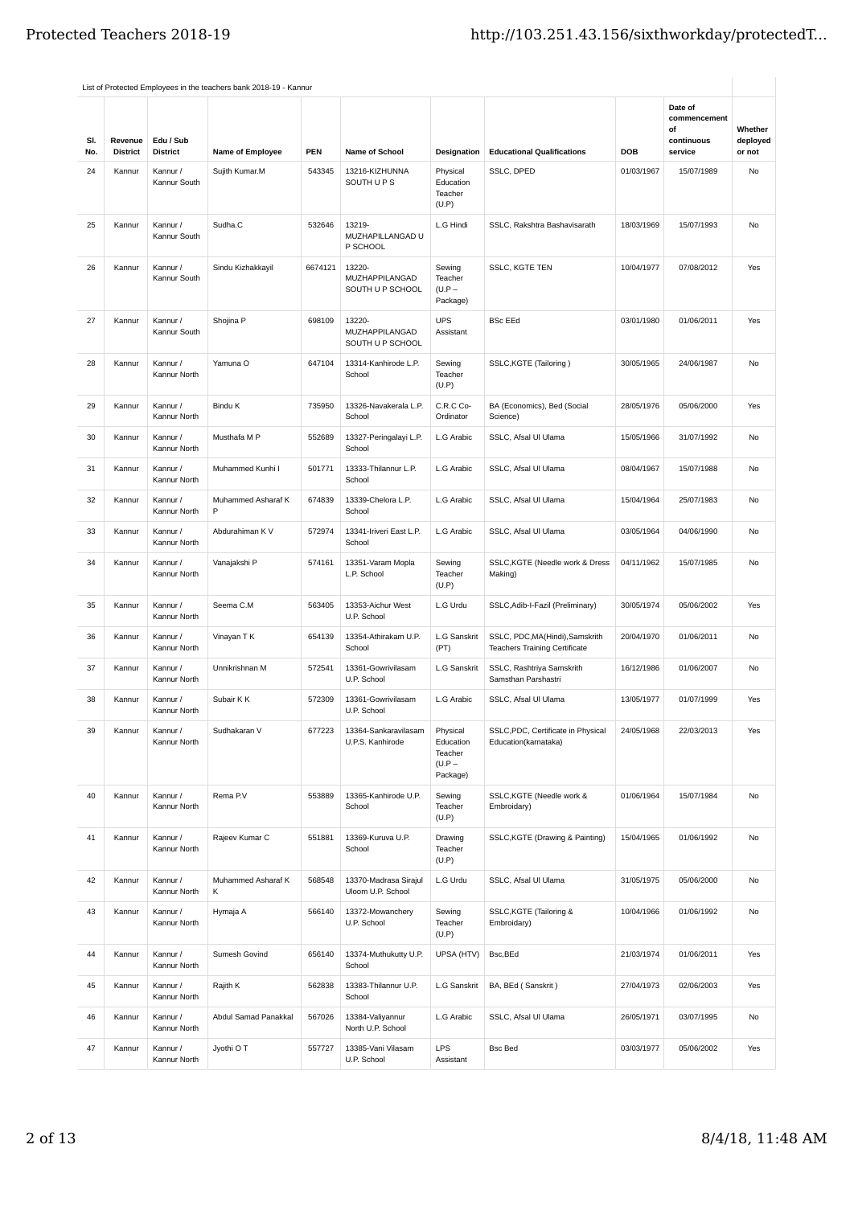List of Protected Employees in the teachers bank 2018-19 - Kannur

| Sl. No. | Revenue District | Edu / Sub District | Name of Employee | PEN | Name of School | Designation | Educational Qualifications | DOB | Date of commencement of continuous service | Whether deployed or not |
|---|---|---|---|---|---|---|---|---|---|---|
| 24 | Kannur | Kannur / Kannur South | Sujith Kumar.M | 543345 | 13216-KIZHUNNA SOUTH U P S | Physical Education Teacher (U.P) | SSLC, DPED | 01/03/1967 | 15/07/1989 | No |
| 25 | Kannur | Kannur / Kannur South | Sudha.C | 532646 | 13219-MUZHAPILLANGAD U P SCHOOL | L.G Hindi | SSLC, Rakshtra Bashavisarath | 18/03/1969 | 15/07/1993 | No |
| 26 | Kannur | Kannur / Kannur South | Sindu Kizhakkayil | 6674121 | 13220-MUZHAPPILANGAD SOUTH U P SCHOOL | Sewing Teacher (U.P – Package) | SSLC, KGTE TEN | 10/04/1977 | 07/08/2012 | Yes |
| 27 | Kannur | Kannur / Kannur South | Shojina P | 698109 | 13220-MUZHAPPILANGAD SOUTH U P SCHOOL | UPS Assistant | BSc EEd | 03/01/1980 | 01/06/2011 | Yes |
| 28 | Kannur | Kannur / Kannur North | Yamuna O | 647104 | 13314-Kanhirode L.P. School | Sewing Teacher (U.P) | SSLC,KGTE (Tailoring ) | 30/05/1965 | 24/06/1987 | No |
| 29 | Kannur | Kannur / Kannur North | Bindu K | 735950 | 13326-Navakerala L.P. School | C.R.C Co-Ordinator | BA (Economics), Bed (Social Science) | 28/05/1976 | 05/06/2000 | Yes |
| 30 | Kannur | Kannur / Kannur North | Musthafa M P | 552689 | 13327-Peringalayi L.P. School | L.G Arabic | SSLC, Afsal Ul Ulama | 15/05/1966 | 31/07/1992 | No |
| 31 | Kannur | Kannur / Kannur North | Muhammed Kunhi I | 501771 | 13333-Thilannur L.P. School | L.G Arabic | SSLC, Afsal Ul Ulama | 08/04/1967 | 15/07/1988 | No |
| 32 | Kannur | Kannur / Kannur North | Muhammed Asharaf K P | 674839 | 13339-Chelora L.P. School | L.G Arabic | SSLC, Afsal Ul Ulama | 15/04/1964 | 25/07/1983 | No |
| 33 | Kannur | Kannur / Kannur North | Abdurahiman K V | 572974 | 13341-Iriveri East L.P. School | L.G Arabic | SSLC, Afsal Ul Ulama | 03/05/1964 | 04/06/1990 | No |
| 34 | Kannur | Kannur / Kannur North | Vanajakshi P | 574161 | 13351-Varam Mopla L.P. School | Sewing Teacher (U.P) | SSLC,KGTE (Needle work & Dress Making) | 04/11/1962 | 15/07/1985 | No |
| 35 | Kannur | Kannur / Kannur North | Seema C.M | 563405 | 13353-Aichur West U.P. School | L.G Urdu | SSLC,Adib-I-Fazil (Preliminary) | 30/05/1974 | 05/06/2002 | Yes |
| 36 | Kannur | Kannur / Kannur North | Vinayan T K | 654139 | 13354-Athirakam U.P. School | L.G Sanskrit (PT) | SSLC, PDC,MA(Hindi),Samskrith Teachers Training Certificate | 20/04/1970 | 01/06/2011 | No |
| 37 | Kannur | Kannur / Kannur North | Unnikrishnan M | 572541 | 13361-Gowrivilasam U.P. School | L.G Sanskrit | SSLC, Rashtriya Samskrith Samsthan Parshastri | 16/12/1986 | 01/06/2007 | No |
| 38 | Kannur | Kannur / Kannur North | Subair K K | 572309 | 13361-Gowrivilasam U.P. School | L.G Arabic | SSLC, Afsal Ul Ulama | 13/05/1977 | 01/07/1999 | Yes |
| 39 | Kannur | Kannur / Kannur North | Sudhakaran V | 677223 | 13364-Sankaravilasam U.P.S. Kanhirode | Physical Education Teacher (U.P – Package) | SSLC,PDC, Certificate in Physical Education(karnataka) | 24/05/1968 | 22/03/2013 | Yes |
| 40 | Kannur | Kannur / Kannur North | Rema P.V | 553889 | 13365-Kanhirode U.P. School | Sewing Teacher (U.P) | SSLC,KGTE (Needle work & Embroidary) | 01/06/1964 | 15/07/1984 | No |
| 41 | Kannur | Kannur / Kannur North | Rajeev Kumar C | 551881 | 13369-Kuruva U.P. School | Drawing Teacher (U.P) | SSLC,KGTE (Drawing & Painting) | 15/04/1965 | 01/06/1992 | No |
| 42 | Kannur | Kannur / Kannur North | Muhammed Asharaf K K | 568548 | 13370-Madrasa Sirajul Uloom U.P. School | L.G Urdu | SSLC, Afsal Ul Ulama | 31/05/1975 | 05/06/2000 | No |
| 43 | Kannur | Kannur / Kannur North | Hymaja A | 566140 | 13372-Mowanchery U.P. School | Sewing Teacher (U.P) | SSLC,KGTE (Tailoring & Embroidary) | 10/04/1966 | 01/06/1992 | No |
| 44 | Kannur | Kannur / Kannur North | Sumesh Govind | 656140 | 13374-Muthukutty U.P. School | UPSA (HTV) | Bsc,BEd | 21/03/1974 | 01/06/2011 | Yes |
| 45 | Kannur | Kannur / Kannur North | Rajith K | 562838 | 13383-Thilannur U.P. School | L.G Sanskrit | BA, BEd ( Sanskrit ) | 27/04/1973 | 02/06/2003 | Yes |
| 46 | Kannur | Kannur / Kannur North | Abdul Samad Panakkal | 567026 | 13384-Valiyannur North U.P. School | L.G Arabic | SSLC, Afsal Ul Ulama | 26/05/1971 | 03/07/1995 | No |
| 47 | Kannur | Kannur / Kannur North | Jyothi O T | 557727 | 13385-Vani Vilasam U.P. School | LPS Assistant | Bsc Bed | 03/03/1977 | 05/06/2002 | Yes |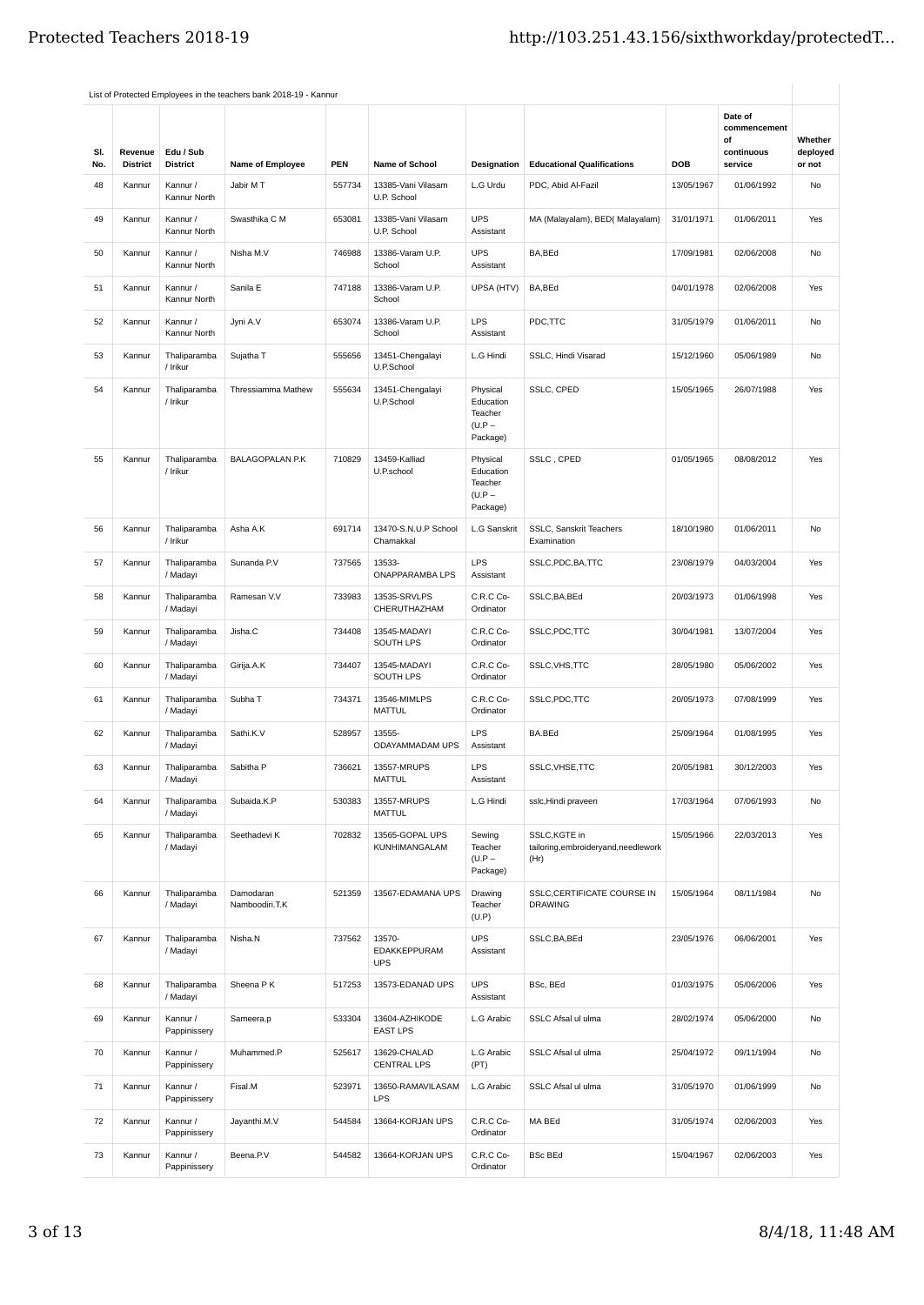List of Protected Employees in the teachers bank 2018-19 - Kannur

| Sl. No. | Revenue District | Edu / Sub District | Name of Employee | PEN | Name of School | Designation | Educational Qualifications | DOB | Date of commencement of continuous service | Whether deployed or not |
|---|---|---|---|---|---|---|---|---|---|---|
| 48 | Kannur | Kannur / Kannur North | Jabir M T | 557734 | 13385-Vani Vilasam U.P. School | L.G Urdu | PDC, Abid Al-Fazil | 13/05/1967 | 01/06/1992 | No |
| 49 | Kannur | Kannur / Kannur North | Swasthika C M | 653081 | 13385-Vani Vilasam U.P. School | UPS Assistant | MA (Malayalam), BED( Malayalam) | 31/01/1971 | 01/06/2011 | Yes |
| 50 | Kannur | Kannur / Kannur North | Nisha M.V | 746988 | 13386-Varam U.P. School | UPS Assistant | BA,BEd | 17/09/1981 | 02/06/2008 | No |
| 51 | Kannur | Kannur / Kannur North | Sanila E | 747188 | 13386-Varam U.P. School | UPSA (HTV) | BA,BEd | 04/01/1978 | 02/06/2008 | Yes |
| 52 | Kannur | Kannur / Kannur North | Jyni A.V | 653074 | 13386-Varam U.P. School | LPS Assistant | PDC,TTC | 31/05/1979 | 01/06/2011 | No |
| 53 | Kannur | Thaliparamba / Irikur | Sujatha T | 555656 | 13451-Chengalayi U.P.School | L.G Hindi | SSLC, Hindi Visarad | 15/12/1960 | 05/06/1989 | No |
| 54 | Kannur | Thaliparamba / Irikur | Thressiamma Mathew | 555634 | 13451-Chengalayi U.P.School | Physical Education Teacher (U.P – Package) | SSLC, CPED | 15/05/1965 | 26/07/1988 | Yes |
| 55 | Kannur | Thaliparamba / Irikur | BALAGOPALAN P.K | 710829 | 13459-Kalliad U.P.school | Physical Education Teacher (U.P – Package) | SSLC , CPED | 01/05/1965 | 08/08/2012 | Yes |
| 56 | Kannur | Thaliparamba / Irikur | Asha A.K | 691714 | 13470-S.N.U.P School Chamakkal | L.G Sanskrit | SSLC, Sanskrit Teachers Examination | 18/10/1980 | 01/06/2011 | No |
| 57 | Kannur | Thaliparamba / Madayi | Sunanda P.V | 737565 | 13533-ONAPPARAMBA LPS | LPS Assistant | SSLC,PDC,BA,TTC | 23/08/1979 | 04/03/2004 | Yes |
| 58 | Kannur | Thaliparamba / Madayi | Ramesan V.V | 733983 | 13535-SRVLPS CHERUTHAZHAM | C.R.C Co-Ordinator | SSLC,BA,BEd | 20/03/1973 | 01/06/1998 | Yes |
| 59 | Kannur | Thaliparamba / Madayi | Jisha.C | 734408 | 13545-MADAYI SOUTH LPS | C.R.C Co-Ordinator | SSLC,PDC,TTC | 30/04/1981 | 13/07/2004 | Yes |
| 60 | Kannur | Thaliparamba / Madayi | Girija.A.K | 734407 | 13545-MADAYI SOUTH LPS | C.R.C Co-Ordinator | SSLC,VHS,TTC | 28/05/1980 | 05/06/2002 | Yes |
| 61 | Kannur | Thaliparamba / Madayi | Subha T | 734371 | 13546-MIMLPS MATTUL | C.R.C Co-Ordinator | SSLC,PDC,TTC | 20/05/1973 | 07/08/1999 | Yes |
| 62 | Kannur | Thaliparamba / Madayi | Sathi.K.V | 528957 | 13555-ODAYAMMADAM UPS | LPS Assistant | BA.BEd | 25/09/1964 | 01/08/1995 | Yes |
| 63 | Kannur | Thaliparamba / Madayi | Sabitha P | 736621 | 13557-MRUPS MATTUL | LPS Assistant | SSLC,VHSE,TTC | 20/05/1981 | 30/12/2003 | Yes |
| 64 | Kannur | Thaliparamba / Madayi | Subaida.K.P | 530383 | 13557-MRUPS MATTUL | L.G Hindi | sslc,Hindi praveen | 17/03/1964 | 07/06/1993 | No |
| 65 | Kannur | Thaliparamba / Madayi | Seethadevi K | 702832 | 13565-GOPAL UPS KUNHIMANGALAM | Sewing Teacher (U.P – Package) | SSLC,KGTE in tailoring,embroideryand,needlework (Hr) | 15/05/1966 | 22/03/2013 | Yes |
| 66 | Kannur | Thaliparamba / Madayi | Damodaran Namboodiri.T.K | 521359 | 13567-EDAMANA UPS | Drawing Teacher (U.P) | SSLC,CERTIFICATE COURSE IN DRAWING | 15/05/1964 | 08/11/1984 | No |
| 67 | Kannur | Thaliparamba / Madayi | Nisha.N | 737562 | 13570-EDAKKEPPURAM UPS | UPS Assistant | SSLC,BA,BEd | 23/05/1976 | 06/06/2001 | Yes |
| 68 | Kannur | Thaliparamba / Madayi | Sheena P K | 517253 | 13573-EDANAD UPS | UPS Assistant | BSc, BEd | 01/03/1975 | 05/06/2006 | Yes |
| 69 | Kannur | Kannur / Pappinissery | Sameera.p | 533304 | 13604-AZHIKODE EAST LPS | L.G Arabic | SSLC Afsal ul ulma | 28/02/1974 | 05/06/2000 | No |
| 70 | Kannur | Kannur / Pappinissery | Muhammed.P | 525617 | 13629-CHALAD CENTRAL LPS | L.G Arabic (PT) | SSLC Afsal ul ulma | 25/04/1972 | 09/11/1994 | No |
| 71 | Kannur | Kannur / Pappinissery | Fisal.M | 523971 | 13650-RAMAVILASAM LPS | L.G Arabic | SSLC Afsal ul ulma | 31/05/1970 | 01/06/1999 | No |
| 72 | Kannur | Kannur / Pappinissery | Jayanthi.M.V | 544584 | 13664-KORJAN UPS | C.R.C Co-Ordinator | MA BEd | 31/05/1974 | 02/06/2003 | Yes |
| 73 | Kannur | Kannur / Pappinissery | Beena.P.V | 544582 | 13664-KORJAN UPS | C.R.C Co-Ordinator | BSc BEd | 15/04/1967 | 02/06/2003 | Yes |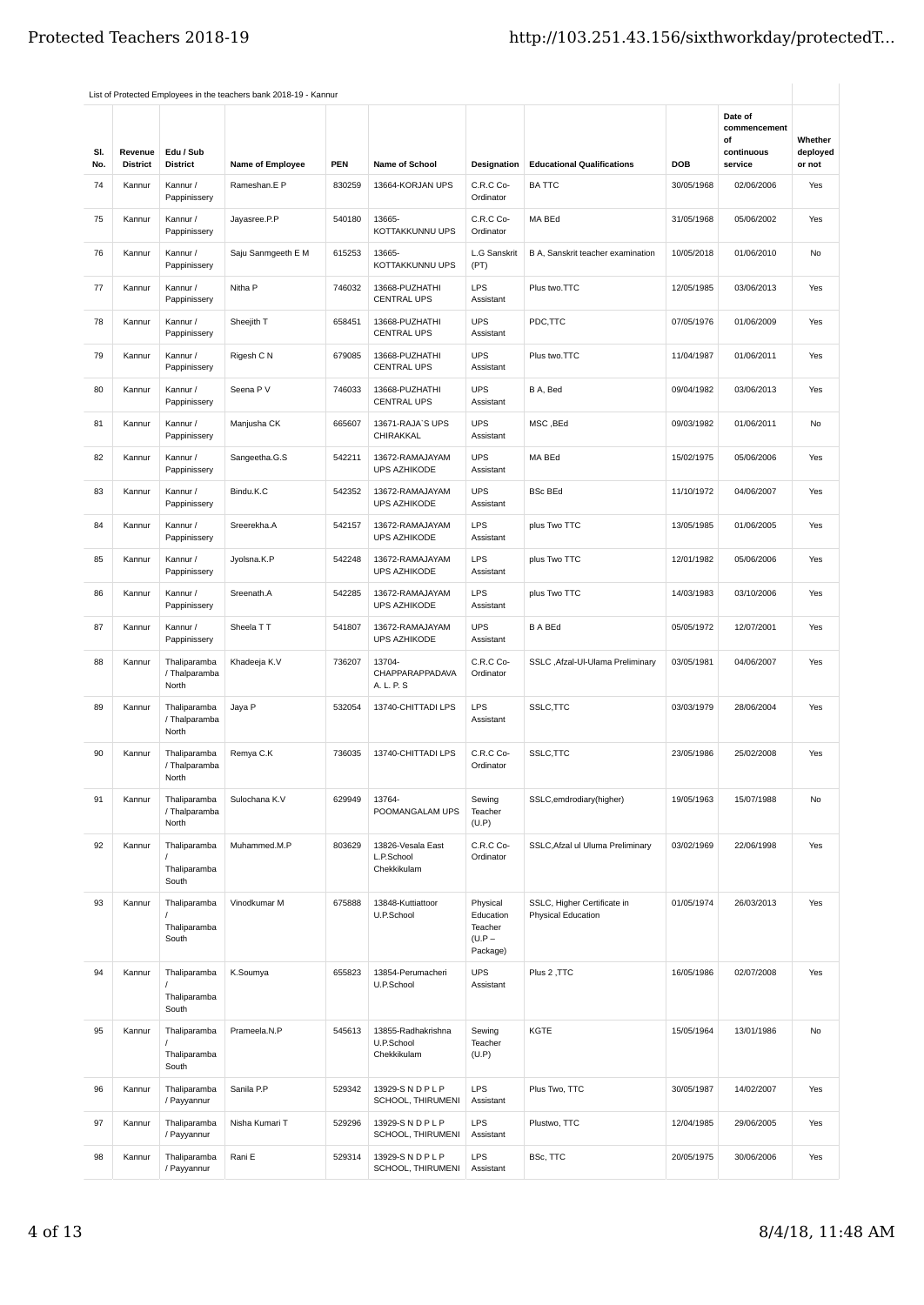List of Protected Employees in the teachers bank 2018-19 - Kannur

| Sl. No. | Revenue District | Edu / Sub District | Name of Employee | PEN | Name of School | Designation | Educational Qualifications | DOB | Date of commencement of continuous service | Whether deployed or not |
|---|---|---|---|---|---|---|---|---|---|---|
| 74 | Kannur | Kannur / Pappinissery | Rameshan.E P | 830259 | 13664-KORJAN UPS | C.R.C Co-Ordinator | BA TTC | 30/05/1968 | 02/06/2006 | Yes |
| 75 | Kannur | Kannur / Pappinissery | Jayasree.P.P | 540180 | 13665-KOTTAKKUNNU UPS | C.R.C Co-Ordinator | MA BEd | 31/05/1968 | 05/06/2002 | Yes |
| 76 | Kannur | Kannur / Pappinissery | Saju Sanmgeeth E M | 615253 | 13665-KOTTAKKUNNU UPS | L.G Sanskrit (PT) | B A, Sanskrit teacher examination | 10/05/2018 | 01/06/2010 | No |
| 77 | Kannur | Kannur / Pappinissery | Nitha P | 746032 | 13668-PUZHATHI CENTRAL UPS | LPS Assistant | Plus two.TTC | 12/05/1985 | 03/06/2013 | Yes |
| 78 | Kannur | Kannur / Pappinissery | Sheejith T | 658451 | 13668-PUZHATHI CENTRAL UPS | UPS Assistant | PDC,TTC | 07/05/1976 | 01/06/2009 | Yes |
| 79 | Kannur | Kannur / Pappinissery | Rigesh C N | 679085 | 13668-PUZHATHI CENTRAL UPS | UPS Assistant | Plus two.TTC | 11/04/1987 | 01/06/2011 | Yes |
| 80 | Kannur | Kannur / Pappinissery | Seena P V | 746033 | 13668-PUZHATHI CENTRAL UPS | UPS Assistant | B A, Bed | 09/04/1982 | 03/06/2013 | Yes |
| 81 | Kannur | Kannur / Pappinissery | Manjusha CK | 665607 | 13671-RAJA`S UPS CHIRAKKAL | UPS Assistant | MSC ,BEd | 09/03/1982 | 01/06/2011 | No |
| 82 | Kannur | Kannur / Pappinissery | Sangeetha.G.S | 542211 | 13672-RAMAJAYAM UPS AZHIKODE | UPS Assistant | MA BEd | 15/02/1975 | 05/06/2006 | Yes |
| 83 | Kannur | Kannur / Pappinissery | Bindu.K.C | 542352 | 13672-RAMAJAYAM UPS AZHIKODE | UPS Assistant | BSc BEd | 11/10/1972 | 04/06/2007 | Yes |
| 84 | Kannur | Kannur / Pappinissery | Sreerekha.A | 542157 | 13672-RAMAJAYAM UPS AZHIKODE | LPS Assistant | plus Two TTC | 13/05/1985 | 01/06/2005 | Yes |
| 85 | Kannur | Kannur / Pappinissery | Jyolsna.K.P | 542248 | 13672-RAMAJAYAM UPS AZHIKODE | LPS Assistant | plus Two TTC | 12/01/1982 | 05/06/2006 | Yes |
| 86 | Kannur | Kannur / Pappinissery | Sreenath.A | 542285 | 13672-RAMAJAYAM UPS AZHIKODE | LPS Assistant | plus Two TTC | 14/03/1983 | 03/10/2006 | Yes |
| 87 | Kannur | Kannur / Pappinissery | Sheela T T | 541807 | 13672-RAMAJAYAM UPS AZHIKODE | UPS Assistant | B A BEd | 05/05/1972 | 12/07/2001 | Yes |
| 88 | Kannur | Thaliparamba / Thalparamba North | Khadeeja K.V | 736207 | 13704-CHAPPARAPPADAVA A. L. P. S | C.R.C Co-Ordinator | SSLC ,Afzal-Ul-Ulama Preliminary | 03/05/1981 | 04/06/2007 | Yes |
| 89 | Kannur | Thaliparamba / Thalparamba North | Jaya P | 532054 | 13740-CHITTADI LPS | LPS Assistant | SSLC,TTC | 03/03/1979 | 28/06/2004 | Yes |
| 90 | Kannur | Thaliparamba / Thalparamba North | Remya C.K | 736035 | 13740-CHITTADI LPS | C.R.C Co-Ordinator | SSLC,TTC | 23/05/1986 | 25/02/2008 | Yes |
| 91 | Kannur | Thaliparamba / Thalparamba North | Sulochana K.V | 629949 | 13764-POOMANGALAM UPS | Sewing Teacher (U.P) | SSLC,emdrodiary(higher) | 19/05/1963 | 15/07/1988 | No |
| 92 | Kannur | Thaliparamba / Thaliparamba South | Muhammed.M.P | 803629 | 13826-Vesala East L.P.School Chekkikulam | C.R.C Co-Ordinator | SSLC,Afzal ul Uluma Preliminary | 03/02/1969 | 22/06/1998 | Yes |
| 93 | Kannur | Thaliparamba / Thaliparamba South | Vinodkumar M | 675888 | 13848-Kuttiattoor U.P.School | Physical Education Teacher (U.P – Package) | SSLC, Higher Certificate in Physical Education | 01/05/1974 | 26/03/2013 | Yes |
| 94 | Kannur | Thaliparamba / Thaliparamba South | K.Soumya | 655823 | 13854-Perumacheri U.P.School | UPS Assistant | Plus 2 ,TTC | 16/05/1986 | 02/07/2008 | Yes |
| 95 | Kannur | Thaliparamba / Thaliparamba South | Prameela.N.P | 545613 | 13855-Radhakrishna U.P.School Chekkikulam | Sewing Teacher (U.P) | KGTE | 15/05/1964 | 13/01/1986 | No |
| 96 | Kannur | Thaliparamba / Payyannur | Sanila P.P | 529342 | 13929-S N D P L P SCHOOL, THIRUMENI | LPS Assistant | Plus Two, TTC | 30/05/1987 | 14/02/2007 | Yes |
| 97 | Kannur | Thaliparamba / Payyannur | Nisha Kumari T | 529296 | 13929-S N D P L P SCHOOL, THIRUMENI | LPS Assistant | Plustwo, TTC | 12/04/1985 | 29/06/2005 | Yes |
| 98 | Kannur | Thaliparamba / Payyannur | Rani E | 529314 | 13929-S N D P L P SCHOOL, THIRUMENI | LPS Assistant | BSc, TTC | 20/05/1975 | 30/06/2006 | Yes |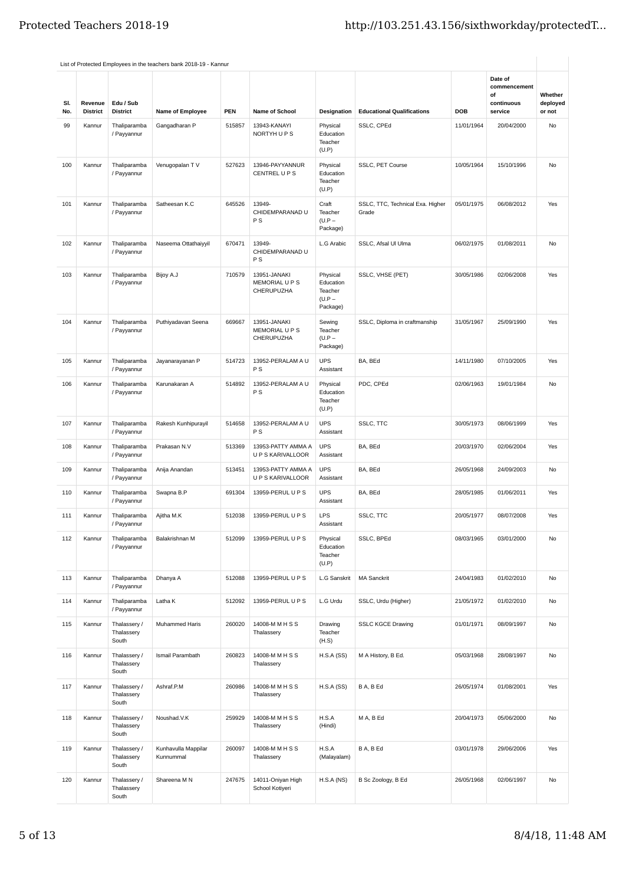List of Protected Employees in the teachers bank 2018-19 - Kannur

| Sl. No. | Revenue District | Edu / Sub District | Name of Employee | PEN | Name of School | Designation | Educational Qualifications | DOB | Date of commencement of continuous service | Whether deployed or not |
|---|---|---|---|---|---|---|---|---|---|---|
| 99 | Kannur | Thaliparamba / Payyannur | Gangadharan P | 515857 | 13943-KANAYI NORTYH U P S | Physical Education Teacher (U.P) | SSLC, CPEd | 11/01/1964 | 20/04/2000 | No |
| 100 | Kannur | Thaliparamba / Payyannur | Venugopalan T V | 527623 | 13946-PAYYANNUR CENTREL U P S | Physical Education Teacher (U.P) | SSLC, PET Course | 10/05/1964 | 15/10/1996 | No |
| 101 | Kannur | Thaliparamba / Payyannur | Satheesan K.C | 645526 | 13949-CHIDEMPARANAD U P S | Craft Teacher (U.P – Package) | SSLC, TTC, Technical Exa. Higher Grade | 05/01/1975 | 06/08/2012 | Yes |
| 102 | Kannur | Thaliparamba / Payyannur | Naseema Ottathaiyyil | 670471 | 13949-CHIDEMPARANAD U P S | L.G Arabic | SSLC, Afsal Ul Ulma | 06/02/1975 | 01/08/2011 | No |
| 103 | Kannur | Thaliparamba / Payyannur | Bijoy A.J | 710579 | 13951-JANAKI MEMORIAL U P S CHERUPUZHA | Physical Education Teacher (U.P – Package) | SSLC, VHSE (PET) | 30/05/1986 | 02/06/2008 | Yes |
| 104 | Kannur | Thaliparamba / Payyannur | Puthiyadavan Seena | 669667 | 13951-JANAKI MEMORIAL U P S CHERUPUZHA | Sewing Teacher (U.P – Package) | SSLC, Diploma in craftmanship | 31/05/1967 | 25/09/1990 | Yes |
| 105 | Kannur | Thaliparamba / Payyannur | Jayanarayanan P | 514723 | 13952-PERALAM A U P S | UPS Assistant | BA, BEd | 14/11/1980 | 07/10/2005 | Yes |
| 106 | Kannur | Thaliparamba / Payyannur | Karunakaran A | 514892 | 13952-PERALAM A U P S | Physical Education Teacher (U.P) | PDC, CPEd | 02/06/1963 | 19/01/1984 | No |
| 107 | Kannur | Thaliparamba / Payyannur | Rakesh Kunhipurayil | 514658 | 13952-PERALAM A U P S | UPS Assistant | SSLC, TTC | 30/05/1973 | 08/06/1999 | Yes |
| 108 | Kannur | Thaliparamba / Payyannur | Prakasan N.V | 513369 | 13953-PATTY AMMA A U P S KARIVALLOOR | UPS Assistant | BA, BEd | 20/03/1970 | 02/06/2004 | Yes |
| 109 | Kannur | Thaliparamba / Payyannur | Anija Anandan | 513451 | 13953-PATTY AMMA A U P S KARIVALLOOR | UPS Assistant | BA, BEd | 26/05/1968 | 24/09/2003 | No |
| 110 | Kannur | Thaliparamba / Payyannur | Swapna B.P | 691304 | 13959-PERUL U P S | UPS Assistant | BA, BEd | 28/05/1985 | 01/06/2011 | Yes |
| 111 | Kannur | Thaliparamba / Payyannur | Ajitha M.K | 512038 | 13959-PERUL U P S | LPS Assistant | SSLC, TTC | 20/05/1977 | 08/07/2008 | Yes |
| 112 | Kannur | Thaliparamba / Payyannur | Balakrishnan M | 512099 | 13959-PERUL U P S | Physical Education Teacher (U.P) | SSLC, BPEd | 08/03/1965 | 03/01/2000 | No |
| 113 | Kannur | Thaliparamba / Payyannur | Dhanya A | 512088 | 13959-PERUL U P S | L.G Sanskrit | MA Sanckrit | 24/04/1983 | 01/02/2010 | No |
| 114 | Kannur | Thaliparamba / Payyannur | Latha K | 512092 | 13959-PERUL U P S | L.G Urdu | SSLC, Urdu (Higher) | 21/05/1972 | 01/02/2010 | No |
| 115 | Kannur | Thalassery / Thalassery South | Muhammed Haris | 260020 | 14008-M M H S S Thalassery | Drawing Teacher (H.S) | SSLC KGCE Drawing | 01/01/1971 | 08/09/1997 | No |
| 116 | Kannur | Thalassery / Thalassery South | Ismail Parambath | 260823 | 14008-M M H S S Thalassery | H.S.A (SS) | M A History, B Ed. | 05/03/1968 | 28/08/1997 | No |
| 117 | Kannur | Thalassery / Thalassery South | Ashraf.P.M | 260986 | 14008-M M H S S Thalassery | H.S.A (SS) | B A, B Ed | 26/05/1974 | 01/08/2001 | Yes |
| 118 | Kannur | Thalassery / Thalassery South | Noushad.V.K | 259929 | 14008-M M H S S Thalassery | H.S.A (Hindi) | M A, B Ed | 20/04/1973 | 05/06/2000 | No |
| 119 | Kannur | Thalassery / Thalassery South | Kunhavulla Mappilar Kunnummal | 260097 | 14008-M M H S S Thalassery | H.S.A (Malayalam) | B A, B Ed | 03/01/1978 | 29/06/2006 | Yes |
| 120 | Kannur | Thalassery / Thalassery South | Shareena M N | 247675 | 14011-Oniyan High School Kotiyeri | H.S.A (NS) | B Sc Zoology, B Ed | 26/05/1968 | 02/06/1997 | No |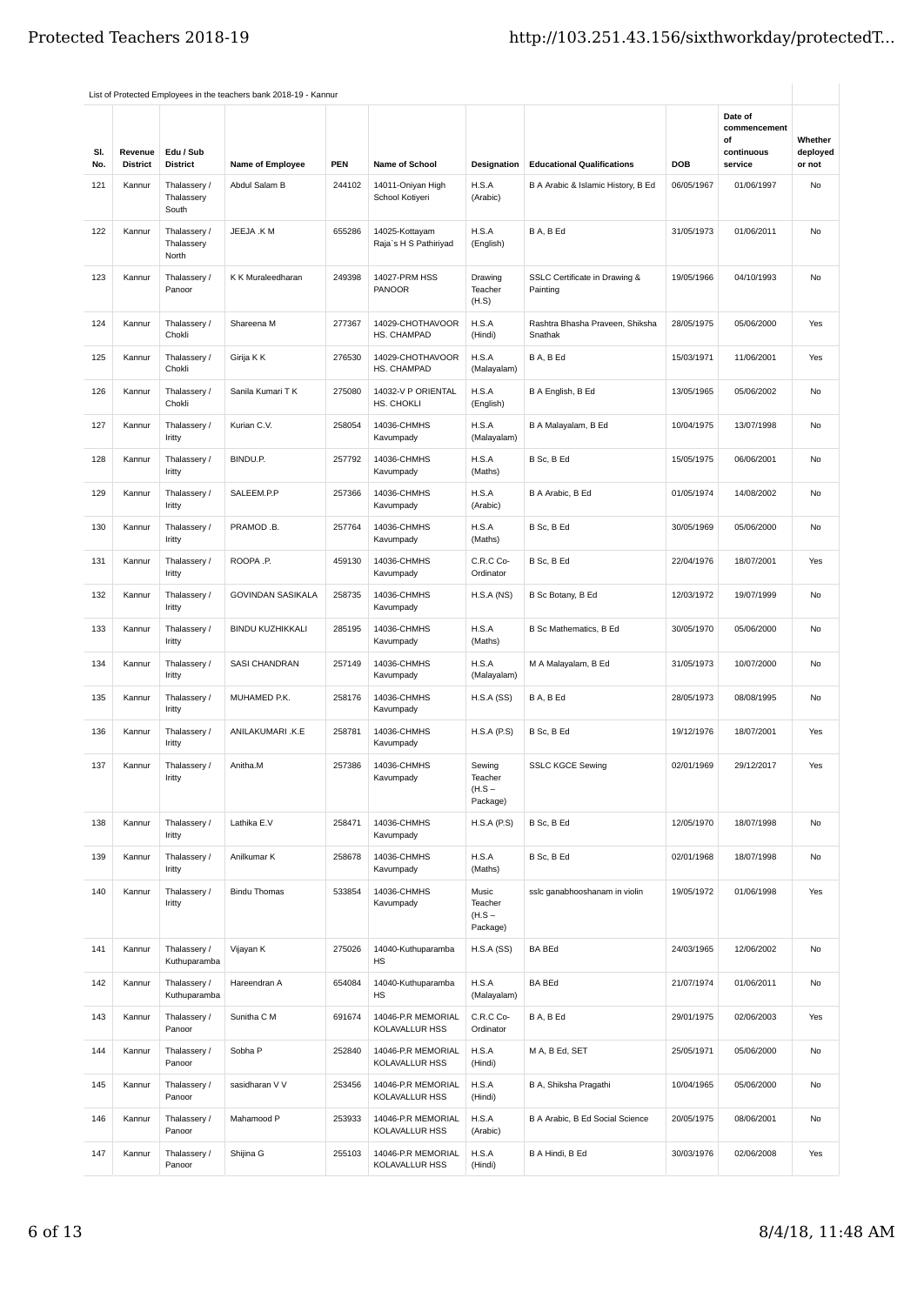List of Protected Employees in the teachers bank 2018-19 - Kannur

| Sl. No. | Revenue District | Edu / Sub District | Name of Employee | PEN | Name of School | Designation | Educational Qualifications | DOB | Date of commencement of continuous service | Whether deployed or not |
|---|---|---|---|---|---|---|---|---|---|---|
| 121 | Kannur | Thalassery / Thalassery South | Abdul Salam B | 244102 | 14011-Oniyan High School Kotiyeri | H.S.A (Arabic) | B A Arabic & Islamic History, B Ed | 06/05/1967 | 01/06/1997 | No |
| 122 | Kannur | Thalassery / Thalassery North | JEEJA .K M | 655286 | 14025-Kottayam Raja`s H S Pathiriyad | H.S.A (English) | B A, B Ed | 31/05/1973 | 01/06/2011 | No |
| 123 | Kannur | Thalassery / Panoor | K K Muraleedharan | 249398 | 14027-PRM HSS PANOOR | Drawing Teacher (H.S) | SSLC Certificate in Drawing & Painting | 19/05/1966 | 04/10/1993 | No |
| 124 | Kannur | Thalassery / Chokli | Shareena M | 277367 | 14029-CHOTHAVOOR HS. CHAMPAD | H.S.A (Hindi) | Rashtra Bhasha Praveen, Shiksha Snathak | 28/05/1975 | 05/06/2000 | Yes |
| 125 | Kannur | Thalassery / Chokli | Girija K K | 276530 | 14029-CHOTHAVOOR HS. CHAMPAD | H.S.A (Malayalam) | B A, B Ed | 15/03/1971 | 11/06/2001 | Yes |
| 126 | Kannur | Thalassery / Chokli | Sanila Kumari T K | 275080 | 14032-V P ORIENTAL HS. CHOKLI | H.S.A (English) | B A English, B Ed | 13/05/1965 | 05/06/2002 | No |
| 127 | Kannur | Thalassery / Iritty | Kurian C.V. | 258054 | 14036-CHMHS Kavumpady | H.S.A (Malayalam) | B A Malayalam, B Ed | 10/04/1975 | 13/07/1998 | No |
| 128 | Kannur | Thalassery / Iritty | BINDU.P. | 257792 | 14036-CHMHS Kavumpady | H.S.A (Maths) | B Sc, B Ed | 15/05/1975 | 06/06/2001 | No |
| 129 | Kannur | Thalassery / Iritty | SALEEM.P.P | 257366 | 14036-CHMHS Kavumpady | H.S.A (Arabic) | B A Arabic, B Ed | 01/05/1974 | 14/08/2002 | No |
| 130 | Kannur | Thalassery / Iritty | PRAMOD .B. | 257764 | 14036-CHMHS Kavumpady | H.S.A (Maths) | B Sc, B Ed | 30/05/1969 | 05/06/2000 | No |
| 131 | Kannur | Thalassery / Iritty | ROOPA .P. | 459130 | 14036-CHMHS Kavumpady | C.R.C Co-Ordinator | B Sc, B Ed | 22/04/1976 | 18/07/2001 | Yes |
| 132 | Kannur | Thalassery / Iritty | GOVINDAN SASIKALA | 258735 | 14036-CHMHS Kavumpady | H.S.A (NS) | B Sc Botany, B Ed | 12/03/1972 | 19/07/1999 | No |
| 133 | Kannur | Thalassery / Iritty | BINDU KUZHIKKALI | 285195 | 14036-CHMHS Kavumpady | H.S.A (Maths) | B Sc Mathematics, B Ed | 30/05/1970 | 05/06/2000 | No |
| 134 | Kannur | Thalassery / Iritty | SASI CHANDRAN | 257149 | 14036-CHMHS Kavumpady | H.S.A (Malayalam) | M A Malayalam, B Ed | 31/05/1973 | 10/07/2000 | No |
| 135 | Kannur | Thalassery / Iritty | MUHAMED P.K. | 258176 | 14036-CHMHS Kavumpady | H.S.A (SS) | B A, B Ed | 28/05/1973 | 08/08/1995 | No |
| 136 | Kannur | Thalassery / Iritty | ANILAKUMARI .K.E | 258781 | 14036-CHMHS Kavumpady | H.S.A (P.S) | B Sc, B Ed | 19/12/1976 | 18/07/2001 | Yes |
| 137 | Kannur | Thalassery / Iritty | Anitha.M | 257386 | 14036-CHMHS Kavumpady | Sewing Teacher (H.S – Package) | SSLC KGCE Sewing | 02/01/1969 | 29/12/2017 | Yes |
| 138 | Kannur | Thalassery / Iritty | Lathika E.V | 258471 | 14036-CHMHS Kavumpady | H.S.A (P.S) | B Sc, B Ed | 12/05/1970 | 18/07/1998 | No |
| 139 | Kannur | Thalassery / Iritty | Anilkumar K | 258678 | 14036-CHMHS Kavumpady | H.S.A (Maths) | B Sc, B Ed | 02/01/1968 | 18/07/1998 | No |
| 140 | Kannur | Thalassery / Iritty | Bindu Thomas | 533854 | 14036-CHMHS Kavumpady | Music Teacher (H.S – Package) | sslc ganabhooshanam in violin | 19/05/1972 | 01/06/1998 | Yes |
| 141 | Kannur | Thalassery / Kuthuparamba | Vijayan K | 275026 | 14040-Kuthuparamba HS | H.S.A (SS) | BA BEd | 24/03/1965 | 12/06/2002 | No |
| 142 | Kannur | Thalassery / Kuthuparamba | Hareendran A | 654084 | 14040-Kuthuparamba HS | H.S.A (Malayalam) | BA BEd | 21/07/1974 | 01/06/2011 | No |
| 143 | Kannur | Thalassery / Panoor | Sunitha C M | 691674 | 14046-P.R MEMORIAL KOLAVALLUR HSS | C.R.C Co-Ordinator | B A, B Ed | 29/01/1975 | 02/06/2003 | Yes |
| 144 | Kannur | Thalassery / Panoor | Sobha P | 252840 | 14046-P.R MEMORIAL KOLAVALLUR HSS | H.S.A (Hindi) | M A, B Ed, SET | 25/05/1971 | 05/06/2000 | No |
| 145 | Kannur | Thalassery / Panoor | sasidharan V V | 253456 | 14046-P.R MEMORIAL KOLAVALLUR HSS | H.S.A (Hindi) | B A, Shiksha Pragathi | 10/04/1965 | 05/06/2000 | No |
| 146 | Kannur | Thalassery / Panoor | Mahamood P | 253933 | 14046-P.R MEMORIAL KOLAVALLUR HSS | H.S.A (Arabic) | B A Arabic, B Ed Social Science | 20/05/1975 | 08/06/2001 | No |
| 147 | Kannur | Thalassery / Panoor | Shijina G | 255103 | 14046-P.R MEMORIAL KOLAVALLUR HSS | H.S.A (Hindi) | B A Hindi, B Ed | 30/03/1976 | 02/06/2008 | Yes |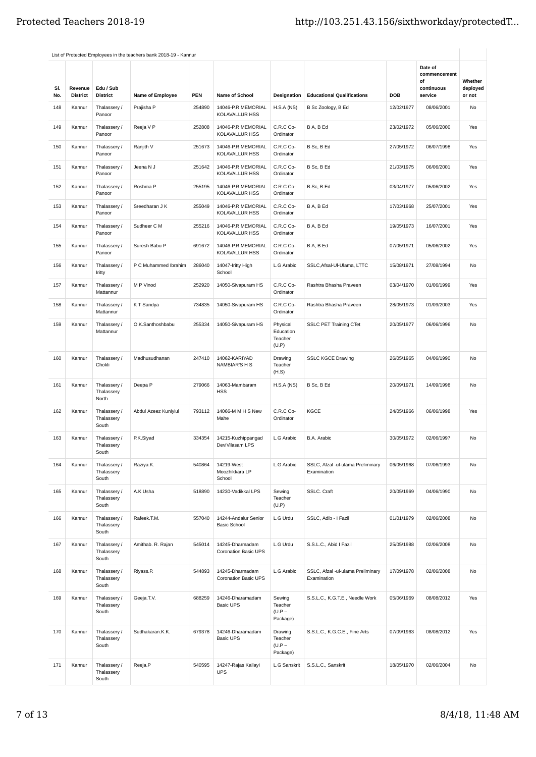List of Protected Employees in the teachers bank 2018-19 - Kannur

| Sl. No. | Revenue District | Edu / Sub District | Name of Employee | PEN | Name of School | Designation | Educational Qualifications | DOB | Date of commencement of continuous service | Whether deployed or not |
|---|---|---|---|---|---|---|---|---|---|---|
| 148 | Kannur | Thalassery / Panoor | Prajisha P | 254890 | 14046-P.R MEMORIAL KOLAVALLUR HSS | H.S.A (NS) | B Sc Zoology, B Ed | 12/02/1977 | 08/06/2001 | No |
| 149 | Kannur | Thalassery / Panoor | Reeja V P | 252808 | 14046-P.R MEMORIAL KOLAVALLUR HSS | C.R.C Co-Ordinator | B A, B Ed | 23/02/1972 | 05/06/2000 | Yes |
| 150 | Kannur | Thalassery / Panoor | Ranjith V | 251673 | 14046-P.R MEMORIAL KOLAVALLUR HSS | C.R.C Co-Ordinator | B Sc, B Ed | 27/05/1972 | 06/07/1998 | Yes |
| 151 | Kannur | Thalassery / Panoor | Jeena N J | 251642 | 14046-P.R MEMORIAL KOLAVALLUR HSS | C.R.C Co-Ordinator | B Sc, B Ed | 21/03/1975 | 06/06/2001 | Yes |
| 152 | Kannur | Thalassery / Panoor | Roshma P | 255195 | 14046-P.R MEMORIAL KOLAVALLUR HSS | C.R.C Co-Ordinator | B Sc, B Ed | 03/04/1977 | 05/06/2002 | Yes |
| 153 | Kannur | Thalassery / Panoor | Sreedharan J K | 255049 | 14046-P.R MEMORIAL KOLAVALLUR HSS | C.R.C Co-Ordinator | B A, B Ed | 17/03/1968 | 25/07/2001 | Yes |
| 154 | Kannur | Thalassery / Panoor | Sudheer C M | 255216 | 14046-P.R MEMORIAL KOLAVALLUR HSS | C.R.C Co-Ordinator | B A, B Ed | 19/05/1973 | 16/07/2001 | Yes |
| 155 | Kannur | Thalassery / Panoor | Suresh Babu P | 691672 | 14046-P.R MEMORIAL KOLAVALLUR HSS | C.R.C Co-Ordinator | B A, B Ed | 07/05/1971 | 05/06/2002 | Yes |
| 156 | Kannur | Thalassery / Iritty | P C Muhammed Ibrahim | 286040 | 14047-Iritty High School | L.G Arabic | SSLC,Afsal-Ul-Ulama, LTTC | 15/08/1971 | 27/08/1994 | No |
| 157 | Kannur | Thalassery / Mattannur | M P Vinod | 252920 | 14050-Sivapuram HS | C.R.C Co-Ordinator | Rashtra Bhasha Praveen | 03/04/1970 | 01/06/1999 | Yes |
| 158 | Kannur | Thalassery / Mattannur | K T Sandya | 734835 | 14050-Sivapuram HS | C.R.C Co-Ordinator | Rashtra Bhasha Praveen | 28/05/1973 | 01/09/2003 | Yes |
| 159 | Kannur | Thalassery / Mattannur | O.K.Santhoshbabu | 255334 | 14050-Sivapuram HS | Physical Education Teacher (U.P) | SSLC PET Training CTet | 20/05/1977 | 06/06/1996 | No |
| 160 | Kannur | Thalassery / Chokli | Madhusudhanan | 247410 | 14062-KARIYAD NAMBIAR'S H S | Drawing Teacher (H.S) | SSLC KGCE Drawing | 26/05/1965 | 04/06/1990 | No |
| 161 | Kannur | Thalassery / Thalassery North | Deepa P | 279066 | 14063-Mambaram HSS | H.S.A (NS) | B Sc, B Ed | 20/09/1971 | 14/09/1998 | No |
| 162 | Kannur | Thalassery / Thalassery South | Abdul Azeez Kuniyiul | 793112 | 14066-M M H S New Mahe | C.R.C Co-Ordinator | KGCE | 24/05/1966 | 06/06/1998 | Yes |
| 163 | Kannur | Thalassery / Thalassery South | P.K.Siyad | 334354 | 14215-Kuzhippangad DeviVilasam LPS | L.G Arabic | B.A. Arabic | 30/05/1972 | 02/06/1997 | No |
| 164 | Kannur | Thalassery / Thalassery South | Raziya.K. | 540864 | 14219-West Moozhikkara LP School | L.G Arabic | SSLC, Afzal -ul-ulama Preliminary Examination | 06/05/1968 | 07/06/1993 | No |
| 165 | Kannur | Thalassery / Thalassery South | A.K Usha | 518890 | 14230-Vadikkal LPS | Sewing Teacher (U.P) | SSLC. Craft | 20/05/1969 | 04/06/1990 | No |
| 166 | Kannur | Thalassery / Thalassery South | Rafeek.T.M. | 557040 | 14244-Andalur Senior Basic School | L.G Urdu | SSLC, Adib - I Fazil | 01/01/1979 | 02/06/2008 | No |
| 167 | Kannur | Thalassery / Thalassery South | Amithab. R. Rajan | 545014 | 14245-Dharmadam Coronation Basic UPS | L.G Urdu | S.S.L.C., Abid I Fazil | 25/05/1988 | 02/06/2008 | No |
| 168 | Kannur | Thalassery / Thalassery South | Riyass.P. | 544893 | 14245-Dharmadam Coronation Basic UPS | L.G Arabic | SSLC, Afzal -ul-ulama Preliminary Examination | 17/09/1978 | 02/06/2008 | No |
| 169 | Kannur | Thalassery / Thalassery South | Geeja.T.V. | 688259 | 14246-Dharamadam Basic UPS | Sewing Teacher (U.P – Package) | S.S.L.C., K.G.T.E., Needle Work | 05/06/1969 | 08/08/2012 | Yes |
| 170 | Kannur | Thalassery / Thalassery South | Sudhakaran.K.K. | 679378 | 14246-Dharamadam Basic UPS | Drawing Teacher (U.P – Package) | S.S.L.C., K.G.C.E., Fine Arts | 07/09/1963 | 08/08/2012 | Yes |
| 171 | Kannur | Thalassery / Thalassery South | Reeja.P | 540595 | 14247-Rajas Kallayi UPS | L.G Sanskrit | S.S.L.C., Sanskrit | 18/05/1970 | 02/06/2004 | No |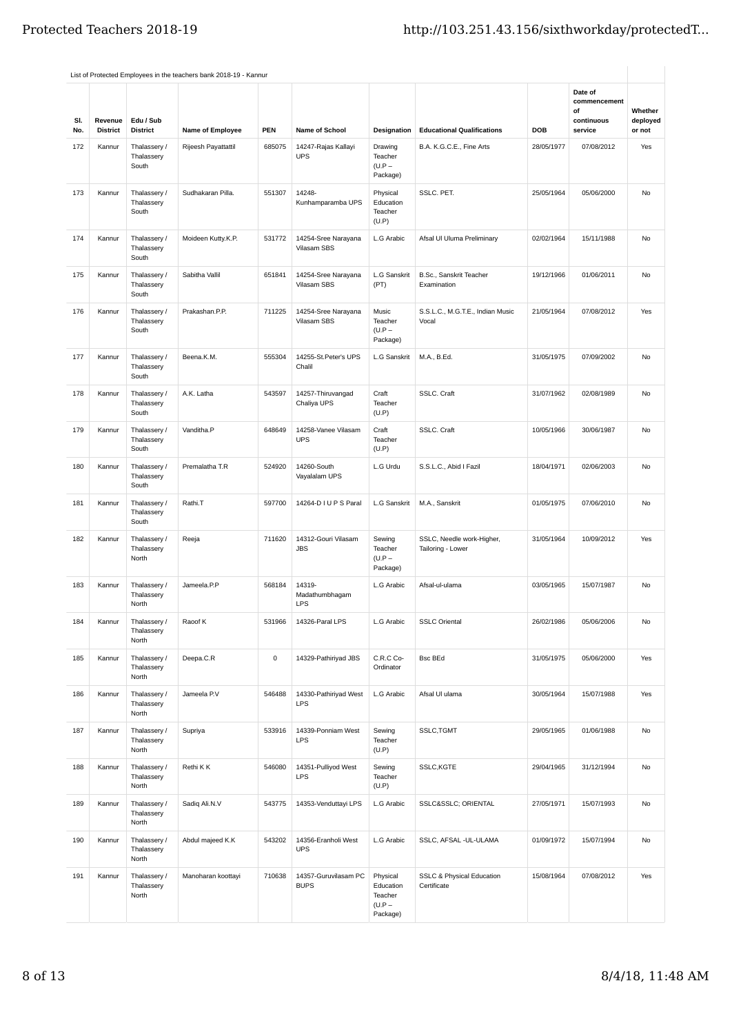List of Protected Employees in the teachers bank 2018-19 - Kannur

| Sl. No. | Revenue District | Edu / Sub District | Name of Employee | PEN | Name of School | Designation | Educational Qualifications | DOB | Date of commencement of continuous service | Whether deployed or not |
|---|---|---|---|---|---|---|---|---|---|---|
| 172 | Kannur | Thalassery / Thalassery South | Rijeesh Payattattil | 685075 | 14247-Rajas Kallayi UPS | Drawing Teacher (U.P – Package) | B.A. K.G.C.E., Fine Arts | 28/05/1977 | 07/08/2012 | Yes |
| 173 | Kannur | Thalassery / Thalassery South | Sudhakaran Pilla. | 551307 | 14248-Kunhamparamba UPS | Physical Education Teacher (U.P) | SSLC. PET. | 25/05/1964 | 05/06/2000 | No |
| 174 | Kannur | Thalassery / Thalassery South | Moideen Kutty.K.P. | 531772 | 14254-Sree Narayana Vilasam SBS | L.G Arabic | Afsal Ul Uluma Preliminary | 02/02/1964 | 15/11/1988 | No |
| 175 | Kannur | Thalassery / Thalassery South | Sabitha Vallil | 651841 | 14254-Sree Narayana Vilasam SBS | L.G Sanskrit (PT) | B.Sc., Sanskrit Teacher Examination | 19/12/1966 | 01/06/2011 | No |
| 176 | Kannur | Thalassery / Thalassery South | Prakashan.P.P. | 711225 | 14254-Sree Narayana Vilasam SBS | Music Teacher (U.P – Package) | S.S.L.C., M.G.T.E., Indian Music Vocal | 21/05/1964 | 07/08/2012 | Yes |
| 177 | Kannur | Thalassery / Thalassery South | Beena.K.M. | 555304 | 14255-St.Peter's UPS Chalil | L.G Sanskrit | M.A., B.Ed. | 31/05/1975 | 07/09/2002 | No |
| 178 | Kannur | Thalassery / Thalassery South | A.K. Latha | 543597 | 14257-Thiruvangad Chaliya UPS | Craft Teacher (U.P) | SSLC. Craft | 31/07/1962 | 02/08/1989 | No |
| 179 | Kannur | Thalassery / Thalassery South | Vanditha.P | 648649 | 14258-Vanee Vilasam UPS | Craft Teacher (U.P) | SSLC. Craft | 10/05/1966 | 30/06/1987 | No |
| 180 | Kannur | Thalassery / Thalassery South | Premalatha T.R | 524920 | 14260-South Vayalalam UPS | L.G Urdu | S.S.L.C., Abid I Fazil | 18/04/1971 | 02/06/2003 | No |
| 181 | Kannur | Thalassery / Thalassery South | Rathi.T | 597700 | 14264-D I U P S Paral | L.G Sanskrit | M.A., Sanskrit | 01/05/1975 | 07/06/2010 | No |
| 182 | Kannur | Thalassery / Thalassery North | Reeja | 711620 | 14312-Gouri Vilasam JBS | Sewing Teacher (U.P – Package) | SSLC, Needle work-Higher, Tailoring - Lower | 31/05/1964 | 10/09/2012 | Yes |
| 183 | Kannur | Thalassery / Thalassery North | Jameela.P.P | 568184 | 14319-Madathumbhagam LPS | L.G Arabic | Afsal-ul-ulama | 03/05/1965 | 15/07/1987 | No |
| 184 | Kannur | Thalassery / Thalassery North | Raoof K | 531966 | 14326-Paral LPS | L.G Arabic | SSLC Oriental | 26/02/1986 | 05/06/2006 | No |
| 185 | Kannur | Thalassery / Thalassery North | Deepa.C.R | 0 | 14329-Pathiriyad JBS | C.R.C Co-Ordinator | Bsc BEd | 31/05/1975 | 05/06/2000 | Yes |
| 186 | Kannur | Thalassery / Thalassery North | Jameela P.V | 546488 | 14330-Pathiriyad West LPS | L.G Arabic | Afsal Ul ulama | 30/05/1964 | 15/07/1988 | Yes |
| 187 | Kannur | Thalassery / Thalassery North | Supriya | 533916 | 14339-Ponniam West LPS | Sewing Teacher (U.P) | SSLC,TGMT | 29/05/1965 | 01/06/1988 | No |
| 188 | Kannur | Thalassery / Thalassery North | Rethi K K | 546080 | 14351-Pulliyod West LPS | Sewing Teacher (U.P) | SSLC,KGTE | 29/04/1965 | 31/12/1994 | No |
| 189 | Kannur | Thalassery / Thalassery North | Sadiq Ali.N.V | 543775 | 14353-Venduttayi LPS | L.G Arabic | SSLC&SSLC; ORIENTAL | 27/05/1971 | 15/07/1993 | No |
| 190 | Kannur | Thalassery / Thalassery North | Abdul majeed K.K | 543202 | 14356-Eranholi West UPS | L.G Arabic | SSLC, AFSAL -UL-ULAMA | 01/09/1972 | 15/07/1994 | No |
| 191 | Kannur | Thalassery / Thalassery North | Manoharan koottayi | 710638 | 14357-Guruvilasam PC BUPS | Physical Education Teacher (U.P – Package) | SSLC & Physical Education Certificate | 15/08/1964 | 07/08/2012 | Yes |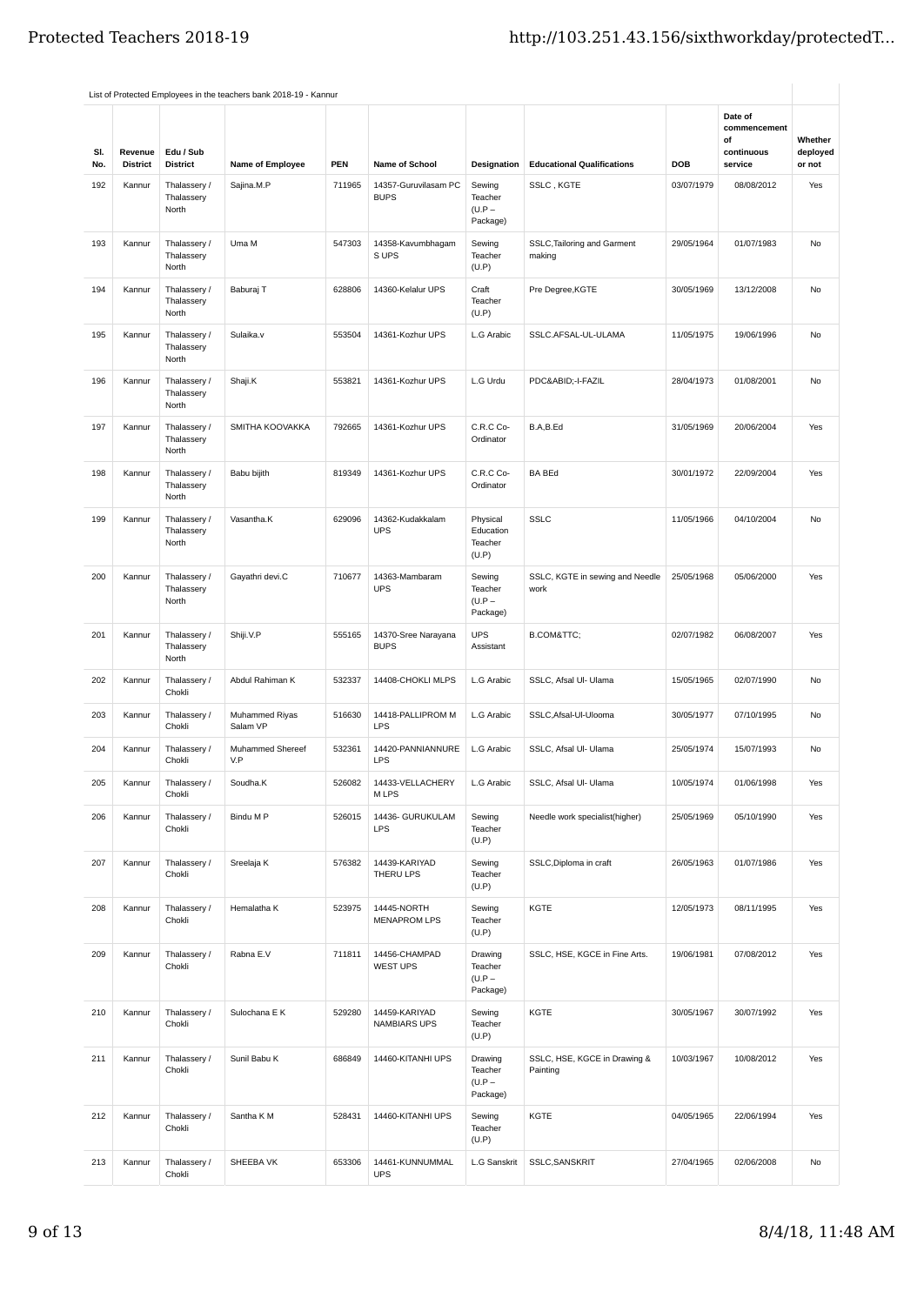List of Protected Employees in the teachers bank 2018-19 - Kannur

| Sl. No. | Revenue District | Edu / Sub District | Name of Employee | PEN | Name of School | Designation | Educational Qualifications | DOB | Date of commencement of continuous service | Whether deployed or not |
|---|---|---|---|---|---|---|---|---|---|---|
| 192 | Kannur | Thalassery / Thalassery North | Sajina.M.P | 711965 | 14357-Guruvilasam PC BUPS | Sewing Teacher (U.P – Package) | SSLC , KGTE | 03/07/1979 | 08/08/2012 | Yes |
| 193 | Kannur | Thalassery / Thalassery North | Uma M | 547303 | 14358-Kavumbhagam S UPS | Sewing Teacher (U.P) | SSLC,Tailoring and Garment making | 29/05/1964 | 01/07/1983 | No |
| 194 | Kannur | Thalassery / Thalassery North | Baburaj T | 628806 | 14360-Kelalur UPS | Craft Teacher (U.P) | Pre Degree,KGTE | 30/05/1969 | 13/12/2008 | No |
| 195 | Kannur | Thalassery / Thalassery North | Sulaika.v | 553504 | 14361-Kozhur UPS | L.G Arabic | SSLC.AFSAL-UL-ULAMA | 11/05/1975 | 19/06/1996 | No |
| 196 | Kannur | Thalassery / Thalassery North | Shaji.K | 553821 | 14361-Kozhur UPS | L.G Urdu | PDC&ABID;-I-FAZIL | 28/04/1973 | 01/08/2001 | No |
| 197 | Kannur | Thalassery / Thalassery North | SMITHA KOOVAKKA | 792665 | 14361-Kozhur UPS | C.R.C Co-Ordinator | B.A,B.Ed | 31/05/1969 | 20/06/2004 | Yes |
| 198 | Kannur | Thalassery / Thalassery North | Babu bijith | 819349 | 14361-Kozhur UPS | C.R.C Co-Ordinator | BA BEd | 30/01/1972 | 22/09/2004 | Yes |
| 199 | Kannur | Thalassery / Thalassery North | Vasantha.K | 629096 | 14362-Kudakkalam UPS | Physical Education Teacher (U.P) | SSLC | 11/05/1966 | 04/10/2004 | No |
| 200 | Kannur | Thalassery / Thalassery North | Gayathri devi.C | 710677 | 14363-Mambaram UPS | Sewing Teacher (U.P – Package) | SSLC, KGTE in sewing and Needle work | 25/05/1968 | 05/06/2000 | Yes |
| 201 | Kannur | Thalassery / Thalassery North | Shiji.V.P | 555165 | 14370-Sree Narayana BUPS | UPS Assistant | B.COM&TTC; | 02/07/1982 | 06/08/2007 | Yes |
| 202 | Kannur | Thalassery / Chokli | Abdul Rahiman K | 532337 | 14408-CHOKLI MLPS | L.G Arabic | SSLC, Afsal Ul- Ulama | 15/05/1965 | 02/07/1990 | No |
| 203 | Kannur | Thalassery / Chokli | Muhammed Riyas Salam VP | 516630 | 14418-PALLIPROM M LPS | L.G Arabic | SSLC,Afsal-Ul-Ulooma | 30/05/1977 | 07/10/1995 | No |
| 204 | Kannur | Thalassery / Chokli | Muhammed Shereef V.P | 532361 | 14420-PANNIANNURE LPS | L.G Arabic | SSLC, Afsal Ul- Ulama | 25/05/1974 | 15/07/1993 | No |
| 205 | Kannur | Thalassery / Chokli | Soudha.K | 526082 | 14433-VELLACHERY M LPS | L.G Arabic | SSLC, Afsal Ul- Ulama | 10/05/1974 | 01/06/1998 | Yes |
| 206 | Kannur | Thalassery / Chokli | Bindu M P | 526015 | 14436- GURUKULAM LPS | Sewing Teacher (U.P) | Needle work specialist(higher) | 25/05/1969 | 05/10/1990 | Yes |
| 207 | Kannur | Thalassery / Chokli | Sreelaja K | 576382 | 14439-KARIYAD THERU LPS | Sewing Teacher (U.P) | SSLC,Diploma in craft | 26/05/1963 | 01/07/1986 | Yes |
| 208 | Kannur | Thalassery / Chokli | Hemalatha K | 523975 | 14445-NORTH MENAPROM LPS | Sewing Teacher (U.P) | KGTE | 12/05/1973 | 08/11/1995 | Yes |
| 209 | Kannur | Thalassery / Chokli | Rabna E.V | 711811 | 14456-CHAMPAD WEST UPS | Drawing Teacher (U.P – Package) | SSLC, HSE, KGCE in Fine Arts. | 19/06/1981 | 07/08/2012 | Yes |
| 210 | Kannur | Thalassery / Chokli | Sulochana E K | 529280 | 14459-KARIYAD NAMBIARS UPS | Sewing Teacher (U.P) | KGTE | 30/05/1967 | 30/07/1992 | Yes |
| 211 | Kannur | Thalassery / Chokli | Sunil Babu K | 686849 | 14460-KITANHI UPS | Drawing Teacher (U.P – Package) | SSLC, HSE, KGCE in Drawing & Painting | 10/03/1967 | 10/08/2012 | Yes |
| 212 | Kannur | Thalassery / Chokli | Santha K M | 528431 | 14460-KITANHI UPS | Sewing Teacher (U.P) | KGTE | 04/05/1965 | 22/06/1994 | Yes |
| 213 | Kannur | Thalassery / Chokli | SHEEBA VK | 653306 | 14461-KUNNUMMAL UPS | L.G Sanskrit | SSLC,SANSKRIT | 27/04/1965 | 02/06/2008 | No |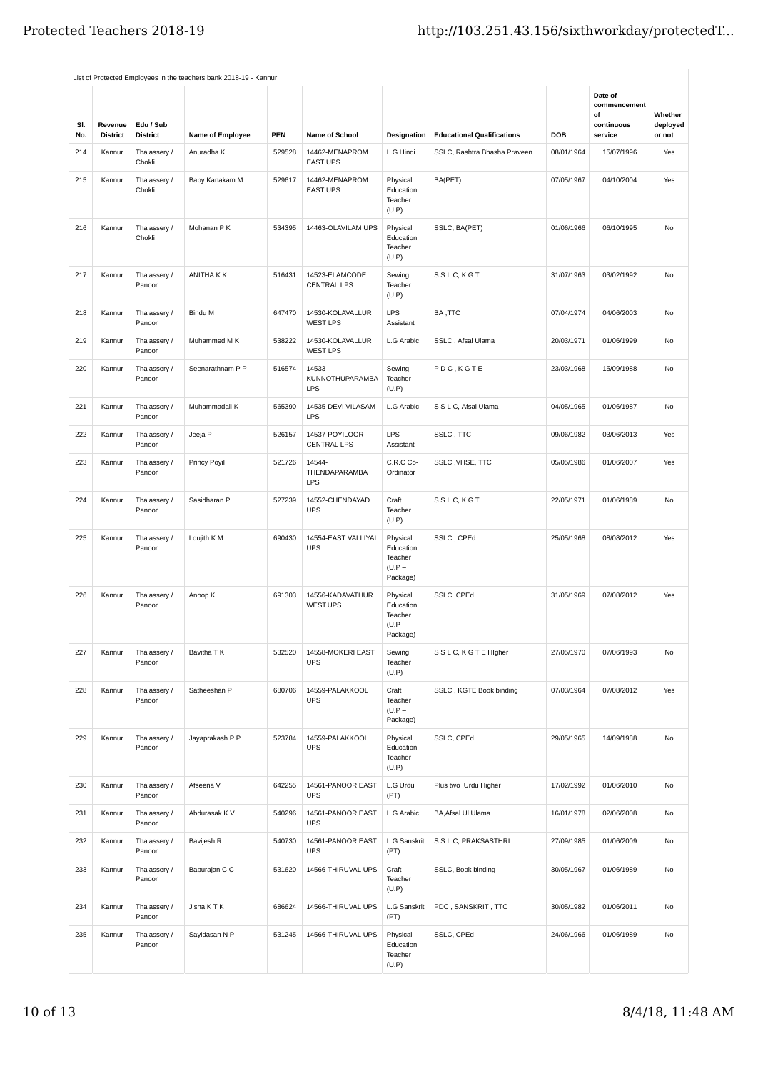List of Protected Employees in the teachers bank 2018-19 - Kannur

| Sl. No. | Revenue District | Edu / Sub District | Name of Employee | PEN | Name of School | Designation | Educational Qualifications | DOB | Date of commencement of continuous service | Whether deployed or not |
|---|---|---|---|---|---|---|---|---|---|---|
| 214 | Kannur | Thalassery / Chokli | Anuradha K | 529528 | 14462-MENAPROM EAST UPS | L.G Hindi | SSLC, Rashtra Bhasha Praveen | 08/01/1964 | 15/07/1996 | Yes |
| 215 | Kannur | Thalassery / Chokli | Baby Kanakam M | 529617 | 14462-MENAPROM EAST UPS | Physical Education Teacher (U.P) | BA(PET) | 07/05/1967 | 04/10/2004 | Yes |
| 216 | Kannur | Thalassery / Chokli | Mohanan P K | 534395 | 14463-OLAVILAM UPS | Physical Education Teacher (U.P) | SSLC, BA(PET) | 01/06/1966 | 06/10/1995 | No |
| 217 | Kannur | Thalassery / Panoor | ANITHA K K | 516431 | 14523-ELAMCODE CENTRAL LPS | Sewing Teacher (U.P) | S S L C, K G T | 31/07/1963 | 03/02/1992 | No |
| 218 | Kannur | Thalassery / Panoor | Bindu M | 647470 | 14530-KOLAVALLUR WEST LPS | LPS Assistant | BA ,TTC | 07/04/1974 | 04/06/2003 | No |
| 219 | Kannur | Thalassery / Panoor | Muhammed M K | 538222 | 14530-KOLAVALLUR WEST LPS | L.G Arabic | SSLC , Afsal Ulama | 20/03/1971 | 01/06/1999 | No |
| 220 | Kannur | Thalassery / Panoor | Seenarathnam P P | 516574 | 14533-KUNNOTHUPARAMBA LPS | Sewing Teacher (U.P) | P D C , K G T E | 23/03/1968 | 15/09/1988 | No |
| 221 | Kannur | Thalassery / Panoor | Muhammadali K | 565390 | 14535-DEVI VILASAM LPS | L.G Arabic | S S L C, Afsal Ulama | 04/05/1965 | 01/06/1987 | No |
| 222 | Kannur | Thalassery / Panoor | Jeeja P | 526157 | 14537-POYILOOR CENTRAL LPS | LPS Assistant | SSLC , TTC | 09/06/1982 | 03/06/2013 | Yes |
| 223 | Kannur | Thalassery / Panoor | Princy Poyil | 521726 | 14544-THENDAPARAMBA LPS | C.R.C Co-Ordinator | SSLC ,VHSE, TTC | 05/05/1986 | 01/06/2007 | Yes |
| 224 | Kannur | Thalassery / Panoor | Sasidharan P | 527239 | 14552-CHENDAYAD UPS | Craft Teacher (U.P) | S S L C, K G T | 22/05/1971 | 01/06/1989 | No |
| 225 | Kannur | Thalassery / Panoor | Loujith K M | 690430 | 14554-EAST VALLIYAI UPS | Physical Education Teacher (U.P – Package) | SSLC , CPEd | 25/05/1968 | 08/08/2012 | Yes |
| 226 | Kannur | Thalassery / Panoor | Anoop K | 691303 | 14556-KADAVATHUR WEST.UPS | Physical Education Teacher (U.P – Package) | SSLC ,CPEd | 31/05/1969 | 07/08/2012 | Yes |
| 227 | Kannur | Thalassery / Panoor | Bavitha T K | 532520 | 14558-MOKERI EAST UPS | Sewing Teacher (U.P) | S S L C, K G T E HIgher | 27/05/1970 | 07/06/1993 | No |
| 228 | Kannur | Thalassery / Panoor | Satheeshan P | 680706 | 14559-PALAKKOOL UPS | Craft Teacher (U.P – Package) | SSLC , KGTE Book binding | 07/03/1964 | 07/08/2012 | Yes |
| 229 | Kannur | Thalassery / Panoor | Jayaprakash P P | 523784 | 14559-PALAKKOOL UPS | Physical Education Teacher (U.P) | SSLC, CPEd | 29/05/1965 | 14/09/1988 | No |
| 230 | Kannur | Thalassery / Panoor | Afseena V | 642255 | 14561-PANOOR EAST UPS | L.G Urdu (PT) | Plus two ,Urdu Higher | 17/02/1992 | 01/06/2010 | No |
| 231 | Kannur | Thalassery / Panoor | Abdurasak K V | 540296 | 14561-PANOOR EAST UPS | L.G Arabic | BA,Afsal Ul Ulama | 16/01/1978 | 02/06/2008 | No |
| 232 | Kannur | Thalassery / Panoor | Bavijesh R | 540730 | 14561-PANOOR EAST UPS | L.G Sanskrit (PT) | S S L C, PRAKSASTHRI | 27/09/1985 | 01/06/2009 | No |
| 233 | Kannur | Thalassery / Panoor | Baburajan C C | 531620 | 14566-THIRUVAL UPS | Craft Teacher (U.P) | SSLC, Book binding | 30/05/1967 | 01/06/1989 | No |
| 234 | Kannur | Thalassery / Panoor | Jisha K T K | 686624 | 14566-THIRUVAL UPS | L.G Sanskrit (PT) | PDC , SANSKRIT , TTC | 30/05/1982 | 01/06/2011 | No |
| 235 | Kannur | Thalassery / Panoor | Sayidasan N P | 531245 | 14566-THIRUVAL UPS | Physical Education Teacher (U.P) | SSLC, CPEd | 24/06/1966 | 01/06/1989 | No |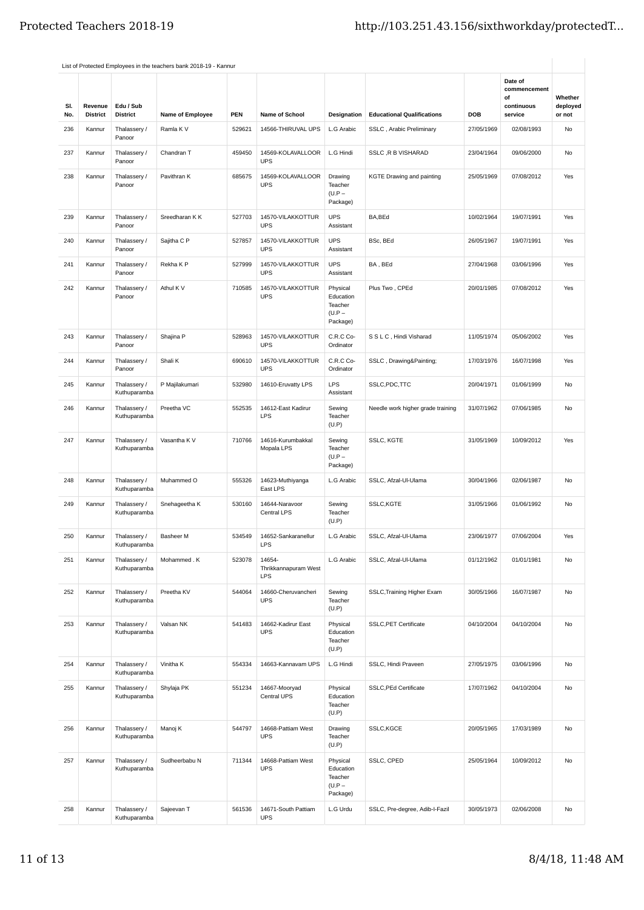List of Protected Employees in the teachers bank 2018-19 - Kannur

| Sl. No. | Revenue District | Edu / Sub District | Name of Employee | PEN | Name of School | Designation | Educational Qualifications | DOB | Date of commencement of continuous service | Whether deployed or not |
|---|---|---|---|---|---|---|---|---|---|---|
| 236 | Kannur | Thalassery / Panoor | Ramla K V | 529621 | 14566-THIRUVAL UPS | L.G Arabic | SSLC , Arabic Preliminary | 27/05/1969 | 02/08/1993 | No |
| 237 | Kannur | Thalassery / Panoor | Chandran T | 459450 | 14569-KOLAVALLOOR UPS | L.G Hindi | SSLC ,R B VISHARAD | 23/04/1964 | 09/06/2000 | No |
| 238 | Kannur | Thalassery / Panoor | Pavithran K | 685675 | 14569-KOLAVALLOOR UPS | Drawing Teacher (U.P – Package) | KGTE Drawing and painting | 25/05/1969 | 07/08/2012 | Yes |
| 239 | Kannur | Thalassery / Panoor | Sreedharan K K | 527703 | 14570-VILAKKOTTUR UPS | UPS Assistant | BA,BEd | 10/02/1964 | 19/07/1991 | Yes |
| 240 | Kannur | Thalassery / Panoor | Sajitha C P | 527857 | 14570-VILAKKOTTUR UPS | UPS Assistant | BSc, BEd | 26/05/1967 | 19/07/1991 | Yes |
| 241 | Kannur | Thalassery / Panoor | Rekha K P | 527999 | 14570-VILAKKOTTUR UPS | UPS Assistant | BA , BEd | 27/04/1968 | 03/06/1996 | Yes |
| 242 | Kannur | Thalassery / Panoor | Athul K V | 710585 | 14570-VILAKKOTTUR UPS | Physical Education Teacher (U.P – Package) | Plus Two , CPEd | 20/01/1985 | 07/08/2012 | Yes |
| 243 | Kannur | Thalassery / Panoor | Shajina P | 528963 | 14570-VILAKKOTTUR UPS | C.R.C Co-Ordinator | S S L C , Hindi Visharad | 11/05/1974 | 05/06/2002 | Yes |
| 244 | Kannur | Thalassery / Panoor | Shali K | 690610 | 14570-VILAKKOTTUR UPS | C.R.C Co-Ordinator | SSLC , Drawing&Painting; | 17/03/1976 | 16/07/1998 | Yes |
| 245 | Kannur | Thalassery / Kuthuparamba | P Majilakumari | 532980 | 14610-Eruvatty LPS | LPS Assistant | SSLC,PDC,TTC | 20/04/1971 | 01/06/1999 | No |
| 246 | Kannur | Thalassery / Kuthuparamba | Preetha VC | 552535 | 14612-East Kadirur LPS | Sewing Teacher (U.P) | Needle work higher grade training | 31/07/1962 | 07/06/1985 | No |
| 247 | Kannur | Thalassery / Kuthuparamba | Vasantha K V | 710766 | 14616-Kurumbakkal Mopala LPS | Sewing Teacher (U.P – Package) | SSLC, KGTE | 31/05/1969 | 10/09/2012 | Yes |
| 248 | Kannur | Thalassery / Kuthuparamba | Muhammed O | 555326 | 14623-Muthiyanga East LPS | L.G Arabic | SSLC, Afzal-Ul-Ulama | 30/04/1966 | 02/06/1987 | No |
| 249 | Kannur | Thalassery / Kuthuparamba | Snehageetha K | 530160 | 14644-Naravoor Central LPS | Sewing Teacher (U.P) | SSLC,KGTE | 31/05/1966 | 01/06/1992 | No |
| 250 | Kannur | Thalassery / Kuthuparamba | Basheer M | 534549 | 14652-Sankaranellur LPS | L.G Arabic | SSLC, Afzal-Ul-Ulama | 23/06/1977 | 07/06/2004 | Yes |
| 251 | Kannur | Thalassery / Kuthuparamba | Mohammed . K | 523078 | 14654-Thrikkannapuram West LPS | L.G Arabic | SSLC, Afzal-Ul-Ulama | 01/12/1962 | 01/01/1981 | No |
| 252 | Kannur | Thalassery / Kuthuparamba | Preetha KV | 544064 | 14660-Cheruvancheri UPS | Sewing Teacher (U.P) | SSLC,Training Higher Exam | 30/05/1966 | 16/07/1987 | No |
| 253 | Kannur | Thalassery / Kuthuparamba | Valsan NK | 541483 | 14662-Kadirur East UPS | Physical Education Teacher (U.P) | SSLC,PET Certificate | 04/10/2004 | 04/10/2004 | No |
| 254 | Kannur | Thalassery / Kuthuparamba | Vinitha K | 554334 | 14663-Kannavam UPS | L.G Hindi | SSLC, Hindi Praveen | 27/05/1975 | 03/06/1996 | No |
| 255 | Kannur | Thalassery / Kuthuparamba | Shylaja PK | 551234 | 14667-Mooryad Central UPS | Physical Education Teacher (U.P) | SSLC,PEd Certificate | 17/07/1962 | 04/10/2004 | No |
| 256 | Kannur | Thalassery / Kuthuparamba | Manoj K | 544797 | 14668-Pattiam West UPS | Drawing Teacher (U.P) | SSLC,KGCE | 20/05/1965 | 17/03/1989 | No |
| 257 | Kannur | Thalassery / Kuthuparamba | Sudheerbabu N | 711344 | 14668-Pattiam West UPS | Physical Education Teacher (U.P – Package) | SSLC, CPED | 25/05/1964 | 10/09/2012 | No |
| 258 | Kannur | Thalassery / Kuthuparamba | Sajeevan T | 561536 | 14671-South Pattiam UPS | L.G Urdu | SSLC, Pre-degree, Adib-I-Fazil | 30/05/1973 | 02/06/2008 | No |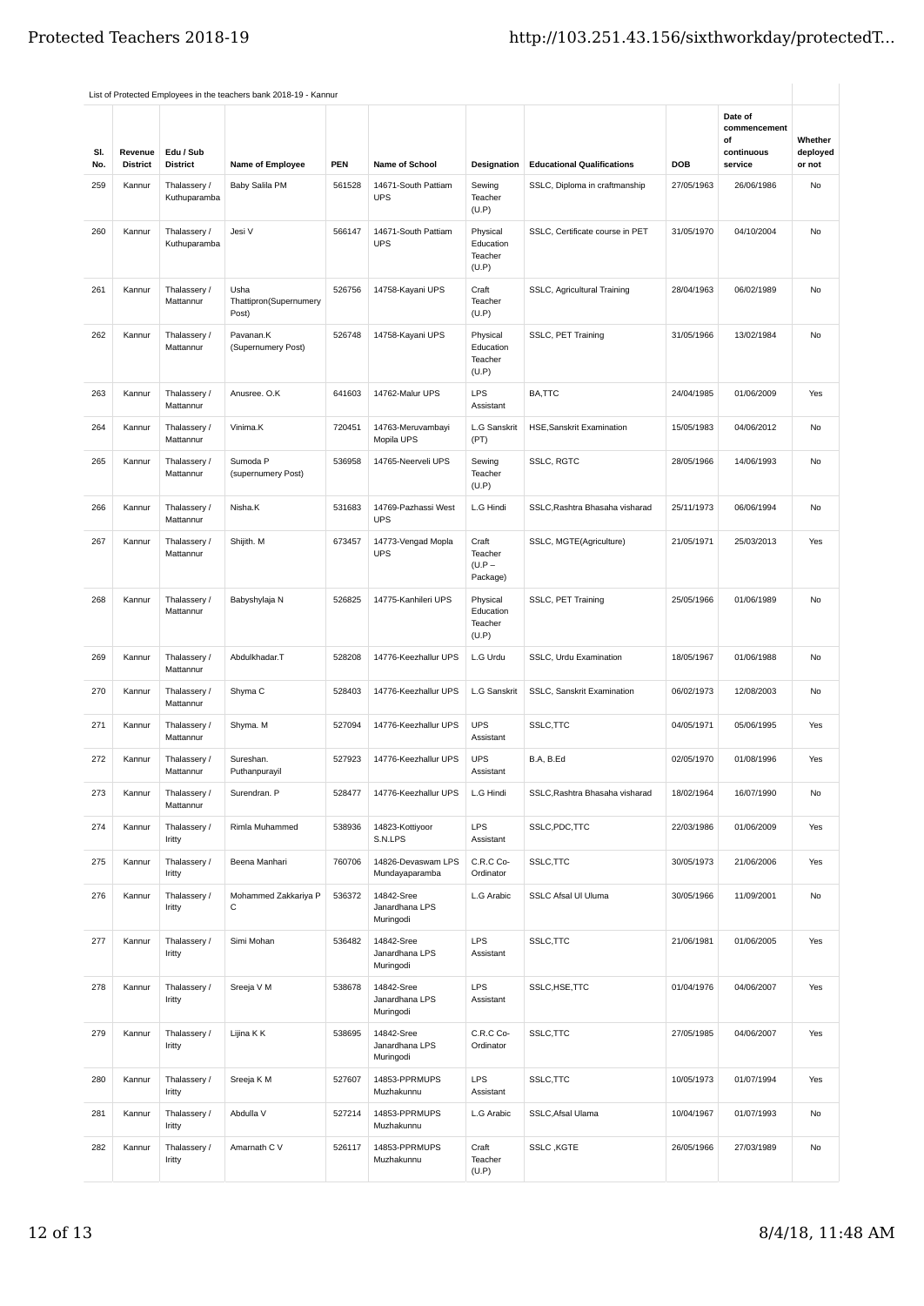List of Protected Employees in the teachers bank 2018-19 - Kannur

| Sl. No. | Revenue District | Edu / Sub District | Name of Employee | PEN | Name of School | Designation | Educational Qualifications | DOB | Date of commencement of continuous service | Whether deployed or not |
|---|---|---|---|---|---|---|---|---|---|---|
| 259 | Kannur | Thalassery / Kuthuparamba | Baby Salila PM | 561528 | 14671-South Pattiam UPS | Sewing Teacher (U.P) | SSLC, Diploma in craftmanship | 27/05/1963 | 26/06/1986 | No |
| 260 | Kannur | Thalassery / Kuthuparamba | Jesi V | 566147 | 14671-South Pattiam UPS | Physical Education Teacher (U.P) | SSLC, Certificate course in PET | 31/05/1970 | 04/10/2004 | No |
| 261 | Kannur | Thalassery / Mattannur | Usha Thattipron(Supernumery Post) | 526756 | 14758-Kayani UPS | Craft Teacher (U.P) | SSLC, Agricultural Training | 28/04/1963 | 06/02/1989 | No |
| 262 | Kannur | Thalassery / Mattannur | Pavanan.K (Supernumery Post) | 526748 | 14758-Kayani UPS | Physical Education Teacher (U.P) | SSLC, PET Training | 31/05/1966 | 13/02/1984 | No |
| 263 | Kannur | Thalassery / Mattannur | Anusree. O.K | 641603 | 14762-Malur UPS | LPS Assistant | BA,TTC | 24/04/1985 | 01/06/2009 | Yes |
| 264 | Kannur | Thalassery / Mattannur | Vinima.K | 720451 | 14763-Meruvambayi Mopila UPS | L.G Sanskrit (PT) | HSE,Sanskrit Examination | 15/05/1983 | 04/06/2012 | No |
| 265 | Kannur | Thalassery / Mattannur | Sumoda P (supernumery Post) | 536958 | 14765-Neerveli UPS | Sewing Teacher (U.P) | SSLC, RGTC | 28/05/1966 | 14/06/1993 | No |
| 266 | Kannur | Thalassery / Mattannur | Nisha.K | 531683 | 14769-Pazhassi West UPS | L.G Hindi | SSLC,Rashtra Bhasaha visharad | 25/11/1973 | 06/06/1994 | No |
| 267 | Kannur | Thalassery / Mattannur | Shijith. M | 673457 | 14773-Vengad Mopla UPS | Craft Teacher (U.P – Package) | SSLC, MGTE(Agriculture) | 21/05/1971 | 25/03/2013 | Yes |
| 268 | Kannur | Thalassery / Mattannur | Babyshylaja N | 526825 | 14775-Kanhileri UPS | Physical Education Teacher (U.P) | SSLC, PET Training | 25/05/1966 | 01/06/1989 | No |
| 269 | Kannur | Thalassery / Mattannur | Abdulkhadar.T | 528208 | 14776-Keezhallur UPS | L.G Urdu | SSLC, Urdu Examination | 18/05/1967 | 01/06/1988 | No |
| 270 | Kannur | Thalassery / Mattannur | Shyma C | 528403 | 14776-Keezhallur UPS | L.G Sanskrit | SSLC, Sanskrit Examination | 06/02/1973 | 12/08/2003 | No |
| 271 | Kannur | Thalassery / Mattannur | Shyma. M | 527094 | 14776-Keezhallur UPS | UPS Assistant | SSLC,TTC | 04/05/1971 | 05/06/1995 | Yes |
| 272 | Kannur | Thalassery / Mattannur | Sureshan. Puthanpurayil | 527923 | 14776-Keezhallur UPS | UPS Assistant | B.A, B.Ed | 02/05/1970 | 01/08/1996 | Yes |
| 273 | Kannur | Thalassery / Mattannur | Surendran. P | 528477 | 14776-Keezhallur UPS | L.G Hindi | SSLC,Rashtra Bhasaha visharad | 18/02/1964 | 16/07/1990 | No |
| 274 | Kannur | Thalassery / Iritty | Rimla Muhammed | 538936 | 14823-Kottiyoor S.N.LPS | LPS Assistant | SSLC,PDC,TTC | 22/03/1986 | 01/06/2009 | Yes |
| 275 | Kannur | Thalassery / Iritty | Beena Manhari | 760706 | 14826-Devaswam LPS Mundayaparamba | C.R.C Co-Ordinator | SSLC,TTC | 30/05/1973 | 21/06/2006 | Yes |
| 276 | Kannur | Thalassery / Iritty | Mohammed Zakkariya P C | 536372 | 14842-Sree Janardhana LPS Muringodi | L.G Arabic | SSLC Afsal Ul Uluma | 30/05/1966 | 11/09/2001 | No |
| 277 | Kannur | Thalassery / Iritty | Simi Mohan | 536482 | 14842-Sree Janardhana LPS Muringodi | LPS Assistant | SSLC,TTC | 21/06/1981 | 01/06/2005 | Yes |
| 278 | Kannur | Thalassery / Iritty | Sreeja V M | 538678 | 14842-Sree Janardhana LPS Muringodi | LPS Assistant | SSLC,HSE,TTC | 01/04/1976 | 04/06/2007 | Yes |
| 279 | Kannur | Thalassery / Iritty | Lijina K K | 538695 | 14842-Sree Janardhana LPS Muringodi | C.R.C Co-Ordinator | SSLC,TTC | 27/05/1985 | 04/06/2007 | Yes |
| 280 | Kannur | Thalassery / Iritty | Sreeja K M | 527607 | 14853-PPRMUPS Muzhakunnu | LPS Assistant | SSLC,TTC | 10/05/1973 | 01/07/1994 | Yes |
| 281 | Kannur | Thalassery / Iritty | Abdulla V | 527214 | 14853-PPRMUPS Muzhakunnu | L.G Arabic | SSLC,Afsal Ulama | 10/04/1967 | 01/07/1993 | No |
| 282 | Kannur | Thalassery / Iritty | Amarnath C V | 526117 | 14853-PPRMUPS Muzhakunnu | Craft Teacher (U.P) | SSLC ,KGTE | 26/05/1966 | 27/03/1989 | No |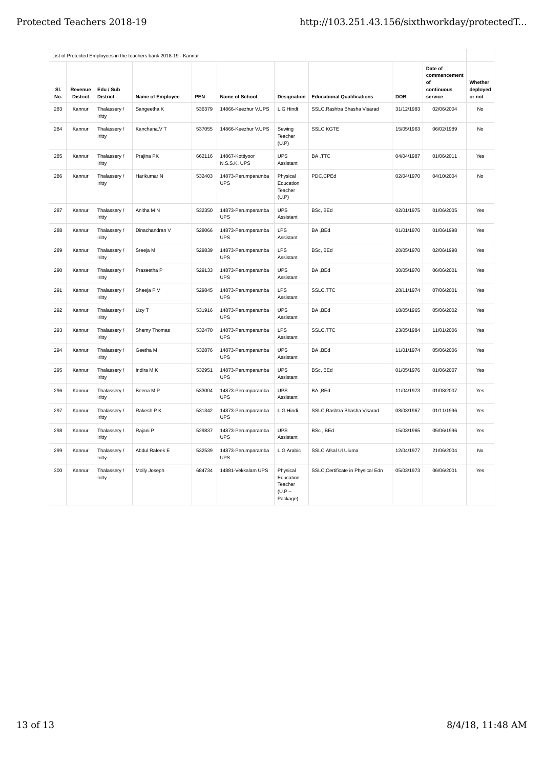List of Protected Employees in the teachers bank 2018-19 - Kannur

| Sl. No. | Revenue District | Edu / Sub District | Name of Employee | PEN | Name of School | Designation | Educational Qualifications | DOB | Date of commencement of continuous service | Whether deployed or not |
|---|---|---|---|---|---|---|---|---|---|---|
| 283 | Kannur | Thalassery / Iritty | Sangeetha K | 536379 | 14866-Keezhur V.UPS | L.G Hindi | SSLC,Rashtra Bhasha Visarad | 31/12/1983 | 02/06/2004 | No |
| 284 | Kannur | Thalassery / Iritty | Kanchana.V T | 537055 | 14866-Keezhur V.UPS | Sewing Teacher (U.P) | SSLC KGTE | 15/05/1963 | 06/02/1989 | No |
| 285 | Kannur | Thalassery / Iritty | Prajina PK | 662116 | 14867-Kottiyoor N.S.S.K. UPS | UPS Assistant | BA ,TTC | 04/04/1987 | 01/06/2011 | Yes |
| 286 | Kannur | Thalassery / Iritty | Harikumar N | 532403 | 14873-Perumparamba UPS | Physical Education Teacher (U.P) | PDC,CPEd | 02/04/1970 | 04/10/2004 | No |
| 287 | Kannur | Thalassery / Iritty | Anitha M N | 532350 | 14873-Perumparamba UPS | UPS Assistant | BSc, BEd | 02/01/1975 | 01/06/2005 | Yes |
| 288 | Kannur | Thalassery / Iritty | Dinachandran V | 528066 | 14873-Perumparamba UPS | LPS Assistant | BA ,BEd | 01/01/1970 | 01/06/1998 | Yes |
| 289 | Kannur | Thalassery / Iritty | Sreeja M | 529839 | 14873-Perumparamba UPS | LPS Assistant | BSc, BEd | 20/05/1970 | 02/06/1998 | Yes |
| 290 | Kannur | Thalassery / Iritty | Praseetha P | 529133 | 14873-Perumparamba UPS | UPS Assistant | BA ,BEd | 30/05/1970 | 06/06/2001 | Yes |
| 291 | Kannur | Thalassery / Iritty | Sheeja P V | 529845 | 14873-Perumparamba UPS | LPS Assistant | SSLC,TTC | 28/11/1974 | 07/06/2001 | Yes |
| 292 | Kannur | Thalassery / Iritty | Lizy T | 531916 | 14873-Perumparamba UPS | UPS Assistant | BA ,BEd | 18/05/1965 | 05/06/2002 | Yes |
| 293 | Kannur | Thalassery / Iritty | Shemy Thomas | 532470 | 14873-Perumparamba UPS | LPS Assistant | SSLC,TTC | 23/05/1984 | 11/01/2006 | Yes |
| 294 | Kannur | Thalassery / Iritty | Geetha M | 532876 | 14873-Perumparamba UPS | UPS Assistant | BA ,BEd | 11/01/1974 | 05/06/2006 | Yes |
| 295 | Kannur | Thalassery / Iritty | Indira M K | 532951 | 14873-Perumparamba UPS | UPS Assistant | BSc, BEd | 01/05/1976 | 01/06/2007 | Yes |
| 296 | Kannur | Thalassery / Iritty | Beena M P | 533004 | 14873-Perumparamba UPS | UPS Assistant | BA ,BEd | 11/04/1973 | 01/08/2007 | Yes |
| 297 | Kannur | Thalassery / Iritty | Rakesh P K | 531342 | 14873-Perumparamba UPS | L.G Hindi | SSLC,Rashtra Bhasha Visarad | 08/03/1967 | 01/11/1996 | Yes |
| 298 | Kannur | Thalassery / Iritty | Rajani P | 529837 | 14873-Perumparamba UPS | UPS Assistant | BSc , BEd | 15/03/1965 | 05/06/1996 | Yes |
| 299 | Kannur | Thalassery / Iritty | Abdul Rafeek E | 532539 | 14873-Perumparamba UPS | L.G Arabic | SSLC Afsal Ul Uluma | 12/04/1977 | 21/06/2004 | No |
| 300 | Kannur | Thalassery / Iritty | Molly Joseph | 684734 | 14881-Vekkalam UPS | Physical Education Teacher (U.P – Package) | SSLC,Certificate in Physical Edn | 05/03/1973 | 06/06/2001 | Yes |